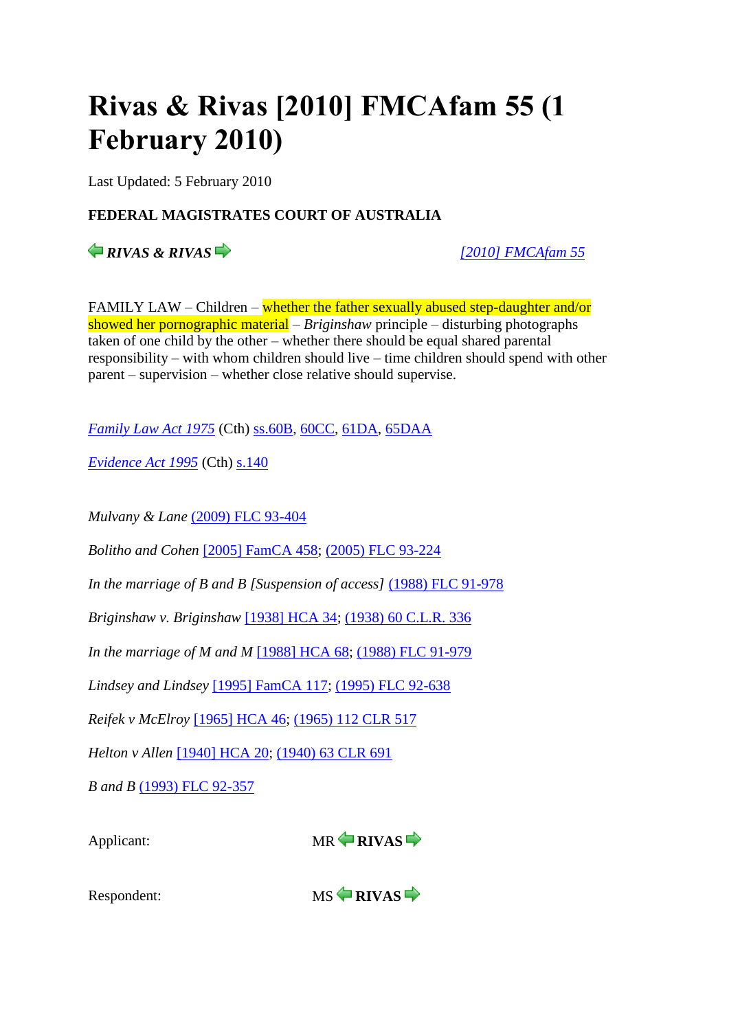# Rivas & Rivas [2010] FMCAfam 55 (1 February 2010)

Last Updated: 5 February 2010

**FEDERAL MAGISTRATES COURT OF AUSTRALIA**

***RIVAS & RIVAS*** [2010] FMCAfam 55

FAMILY LAW – Children – whether the father sexually abused step-daughter and/or showed her pornographic material – *Briginshaw* principle – disturbing photographs taken of one child by the other – whether there should be equal shared parental responsibility – with whom children should live – time children should spend with other parent – supervision – whether close relative should supervise.

*Family Law Act 1975* (Cth) ss.60B, 60CC, 61DA, 65DAA

*Evidence Act 1995* (Cth) s.140

*Mulvany & Lane* (2009) FLC 93-404

*Bolitho and Cohen* [2005] FamCA 458; (2005) FLC 93-224

*In the marriage of B and B [Suspension of access]* (1988) FLC 91-978

*Briginshaw v. Briginshaw* [1938] HCA 34; (1938) 60 C.L.R. 336

*In the marriage of M and M* [1988] HCA 68; (1988) FLC 91-979

*Lindsey and Lindsey* [1995] FamCA 117; (1995) FLC 92-638

*Reifek v McElroy* [1965] HCA 46; (1965) 112 CLR 517

*Helton v Allen* [1940] HCA 20; (1940) 63 CLR 691

*B and B* (1993) FLC 92-357

| | |
|---|---|
| Applicant: | MR **RIVAS** |
| Respondent: | MS **RIVAS** |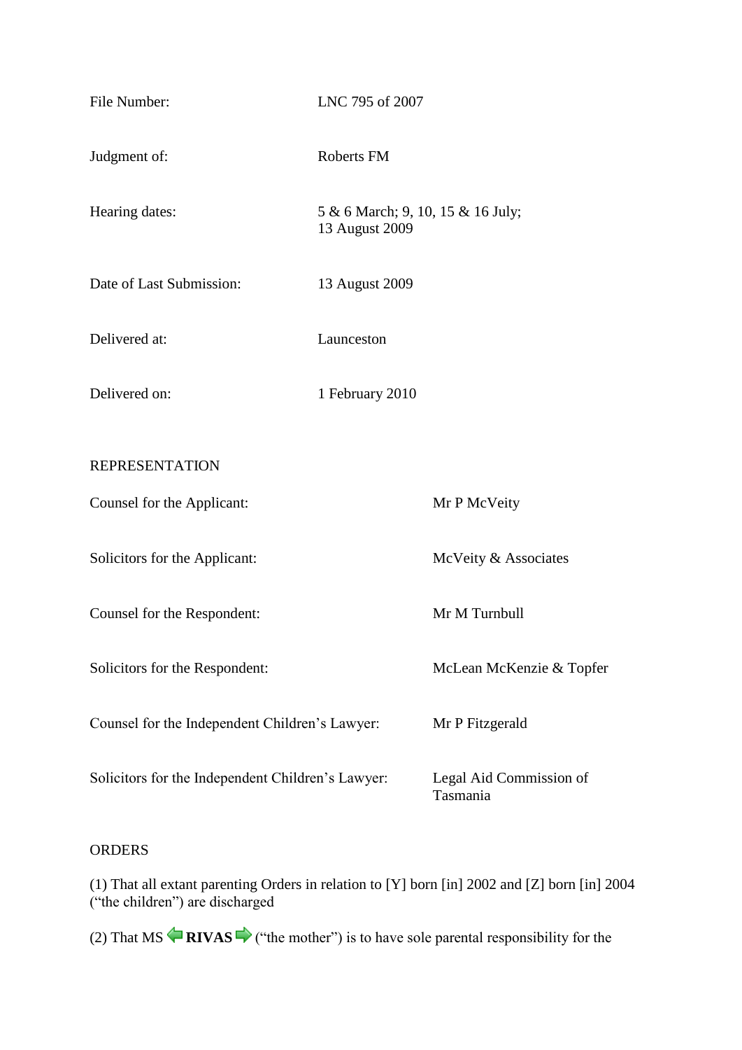| | |
|---|---|
| File Number: | LNC 795 of 2007 |
| Judgment of: | Roberts FM |
| Hearing dates: | 5 & 6 March; 9, 10, 15 & 16 July; 13 August 2009 |
| Date of Last Submission: | 13 August 2009 |
| Delivered at: | Launceston |
| Delivered on: | 1 February 2010 |

REPRESENTATION

| | |
|---|---|
| Counsel for the Applicant: | Mr P McVeity |
| Solicitors for the Applicant: | McVeity & Associates |
| Counsel for the Respondent: | Mr M Turnbull |
| Solicitors for the Respondent: | McLean McKenzie & Topfer |
| Counsel for the Independent Children's Lawyer: | Mr P Fitzgerald |
| Solicitors for the Independent Children's Lawyer: | Legal Aid Commission of Tasmania |

ORDERS

(1) That all extant parenting Orders in relation to [Y] born [in] 2002 and [Z] born [in] 2004 ("the children") are discharged

(2) That MS **RIVAS** ("the mother") is to have sole parental responsibility for the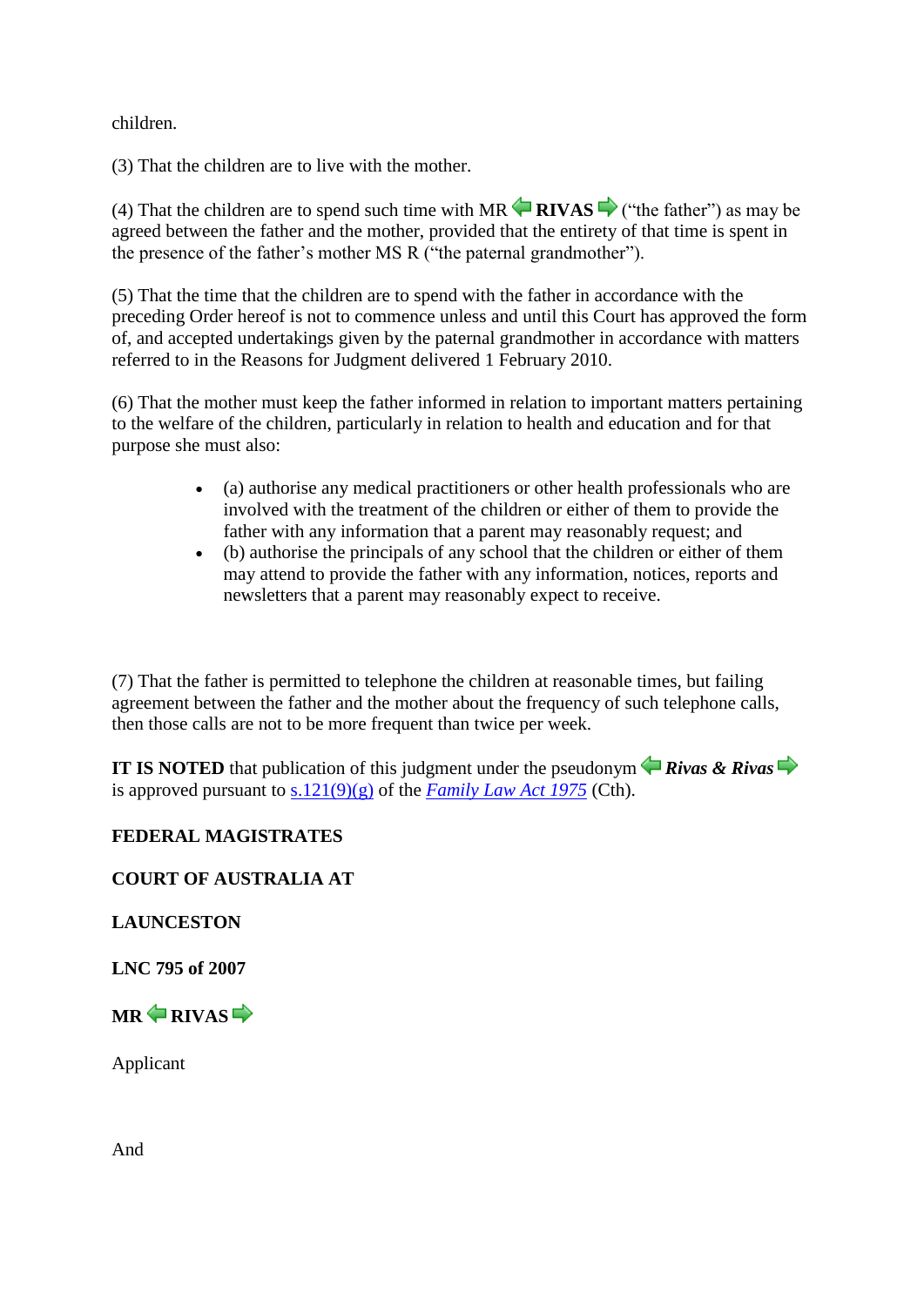children.

(3) That the children are to live with the mother.

(4) That the children are to spend such time with MR **RIVAS** ("the father") as may be agreed between the father and the mother, provided that the entirety of that time is spent in the presence of the father's mother MS R ("the paternal grandmother").

(5) That the time that the children are to spend with the father in accordance with the preceding Order hereof is not to commence unless and until this Court has approved the form of, and accepted undertakings given by the paternal grandmother in accordance with matters referred to in the Reasons for Judgment delivered 1 February 2010.

(6) That the mother must keep the father informed in relation to important matters pertaining to the welfare of the children, particularly in relation to health and education and for that purpose she must also:

- (a) authorise any medical practitioners or other health professionals who are involved with the treatment of the children or either of them to provide the father with any information that a parent may reasonably request; and
- (b) authorise the principals of any school that the children or either of them may attend to provide the father with any information, notices, reports and newsletters that a parent may reasonably expect to receive.

(7) That the father is permitted to telephone the children at reasonable times, but failing agreement between the father and the mother about the frequency of such telephone calls, then those calls are not to be more frequent than twice per week.

**IT IS NOTED** that publication of this judgment under the pseudonym ***Rivas & Rivas*** is approved pursuant to s.121(9)(g) of the *Family Law Act 1975* (Cth).

**FEDERAL MAGISTRATES**

**COURT OF AUSTRALIA AT**

**LAUNCESTON**

**LNC 795 of 2007**

**MR RIVAS**

Applicant

And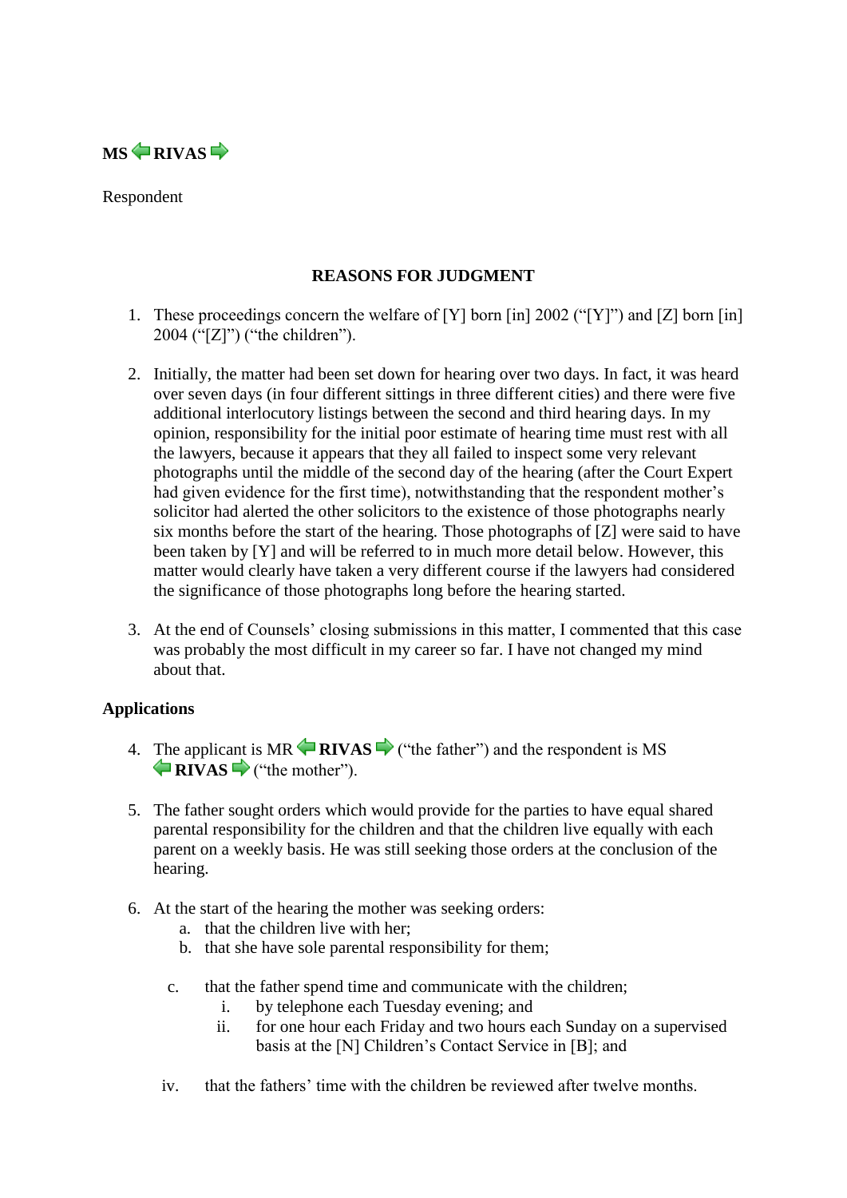**MS RIVAS**

Respondent

**REASONS FOR JUDGMENT**

1. These proceedings concern the welfare of [Y] born [in] 2002 ("[Y]") and [Z] born [in] 2004 ("[Z]") ("the children").

2. Initially, the matter had been set down for hearing over two days. In fact, it was heard over seven days (in four different sittings in three different cities) and there were five additional interlocutory listings between the second and third hearing days. In my opinion, responsibility for the initial poor estimate of hearing time must rest with all the lawyers, because it appears that they all failed to inspect some very relevant photographs until the middle of the second day of the hearing (after the Court Expert had given evidence for the first time), notwithstanding that the respondent mother's solicitor had alerted the other solicitors to the existence of those photographs nearly six months before the start of the hearing. Those photographs of [Z] were said to have been taken by [Y] and will be referred to in much more detail below. However, this matter would clearly have taken a very different course if the lawyers had considered the significance of those photographs long before the hearing started.

3. At the end of Counsels' closing submissions in this matter, I commented that this case was probably the most difficult in my career so far. I have not changed my mind about that.

**Applications**

4. The applicant is MR **RIVAS** ("the father") and the respondent is MS **RIVAS** ("the mother").

5. The father sought orders which would provide for the parties to have equal shared parental responsibility for the children and that the children live equally with each parent on a weekly basis. He was still seeking those orders at the conclusion of the hearing.

6. At the start of the hearing the mother was seeking orders:
   a. that the children live with her;
   b. that she have sole parental responsibility for them;
   c. that the father spend time and communicate with the children;
      i. by telephone each Tuesday evening; and
      ii. for one hour each Friday and two hours each Sunday on a supervised basis at the [N] Children's Contact Service in [B]; and
   iv. that the fathers' time with the children be reviewed after twelve months.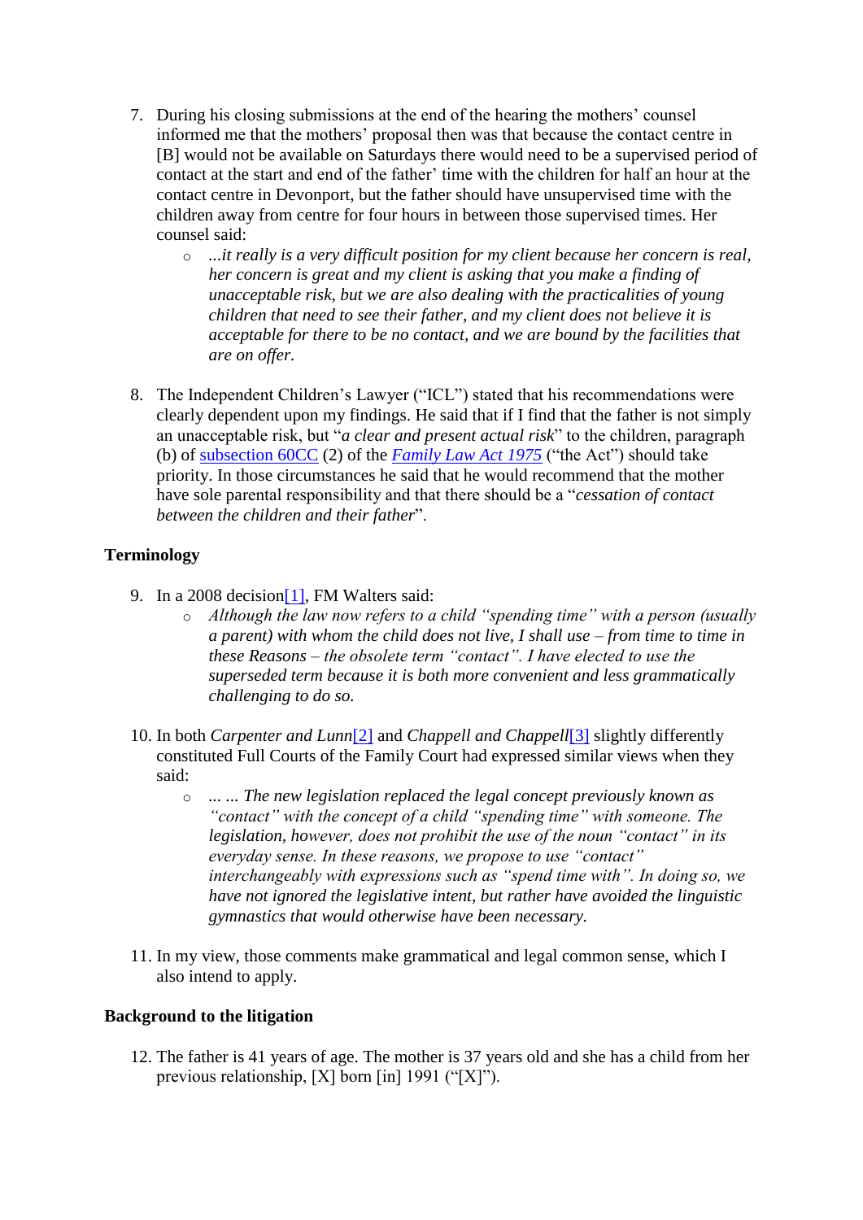7. During his closing submissions at the end of the hearing the mothers' counsel informed me that the mothers' proposal then was that because the contact centre in [B] would not be available on Saturdays there would need to be a supervised period of contact at the start and end of the father' time with the children for half an hour at the contact centre in Devonport, but the father should have unsupervised time with the children away from centre for four hours in between those supervised times. Her counsel said:
   - *...it really is a very difficult position for my client because her concern is real, her concern is great and my client is asking that you make a finding of unacceptable risk, but we are also dealing with the practicalities of young children that need to see their father, and my client does not believe it is acceptable for there to be no contact, and we are bound by the facilities that are on offer.*

8. The Independent Children's Lawyer ("ICL") stated that his recommendations were clearly dependent upon my findings. He said that if I find that the father is not simply an unacceptable risk, but "*a clear and present actual risk*" to the children, paragraph (b) of subsection 60CC (2) of the *Family Law Act 1975* ("the Act") should take priority. In those circumstances he said that he would recommend that the mother have sole parental responsibility and that there should be a "*cessation of contact between the children and their father*".

### Terminology

9. In a 2008 decision[1], FM Walters said:
   - *Although the law now refers to a child "spending time" with a person (usually a parent) with whom the child does not live, I shall use – from time to time in these Reasons – the obsolete term "contact". I have elected to use the superseded term because it is both more convenient and less grammatically challenging to do so.*

10. In both *Carpenter and Lunn*[2] and *Chappell and Chappell*[3] slightly differently constituted Full Courts of the Family Court had expressed similar views when they said:
    - *... ... The new legislation replaced the legal concept previously known as "contact" with the concept of a child "spending time" with someone. The legislation, however, does not prohibit the use of the noun "contact" in its everyday sense. In these reasons, we propose to use "contact" interchangeably with expressions such as "spend time with". In doing so, we have not ignored the legislative intent, but rather have avoided the linguistic gymnastics that would otherwise have been necessary.*

11. In my view, those comments make grammatical and legal common sense, which I also intend to apply.

### Background to the litigation

12. The father is 41 years of age. The mother is 37 years old and she has a child from her previous relationship, [X] born [in] 1991 ("[X]").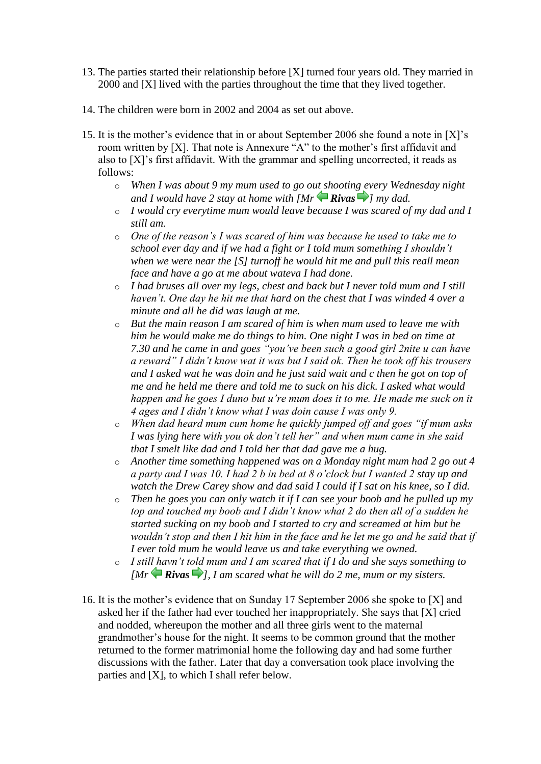13. The parties started their relationship before [X] turned four years old. They married in 2000 and [X] lived with the parties throughout the time that they lived together.

14. The children were born in 2002 and 2004 as set out above.

15. It is the mother's evidence that in or about September 2006 she found a note in [X]'s room written by [X]. That note is Annexure "A" to the mother's first affidavit and also to [X]'s first affidavit. With the grammar and spelling uncorrected, it reads as follows:
    - *When I was about 9 my mum used to go out shooting every Wednesday night and I would have 2 stay at home with [Mr **Rivas**] my dad.*
    - *I would cry everytime mum would leave because I was scared of my dad and I still am.*
    - *One of the reason's I was scared of him was because he used to take me to school ever day and if we had a fight or I told mum something I shouldn't when we were near the [S] turnoff he would hit me and pull this reall mean face and have a go at me about wateva I had done.*
    - *I had bruses all over my legs, chest and back but I never told mum and I still haven't. One day he hit me that hard on the chest that I was winded 4 over a minute and all he did was laugh at me.*
    - *But the main reason I am scared of him is when mum used to leave me with him he would make me do things to him. One night I was in bed on time at 7.30 and he came in and goes "you've been such a good girl 2nite u can have a reward" I didn't know wat it was but I said ok. Then he took off his trousers and I asked wat he was doin and he just said wait and c then he got on top of me and he held me there and told me to suck on his dick. I asked what would happen and he goes I duno but u're mum does it to me. He made me suck on it 4 ages and I didn't know what I was doin cause I was only 9.*
    - *When dad heard mum cum home he quickly jumped off and goes "if mum asks I was lying here with you ok don't tell her" and when mum came in she said that I smelt like dad and I told her that dad gave me a hug.*
    - *Another time something happened was on a Monday night mum had 2 go out 4 a party and I was 10. I had 2 b in bed at 8 o'clock but I wanted 2 stay up and watch the Drew Carey show and dad said I could if I sat on his knee, so I did.*
    - *Then he goes you can only watch it if I can see your boob and he pulled up my top and touched my boob and I didn't know what 2 do then all of a sudden he started sucking on my boob and I started to cry and screamed at him but he wouldn't stop and then I hit him in the face and he let me go and he said that if I ever told mum he would leave us and take everything we owned.*
    - *I still havn't told mum and I am scared that if I do and she says something to [Mr **Rivas**], I am scared what he will do 2 me, mum or my sisters.*

16. It is the mother's evidence that on Sunday 17 September 2006 she spoke to [X] and asked her if the father had ever touched her inappropriately. She says that [X] cried and nodded, whereupon the mother and all three girls went to the maternal grandmother's house for the night. It seems to be common ground that the mother returned to the former matrimonial home the following day and had some further discussions with the father. Later that day a conversation took place involving the parties and [X], to which I shall refer below.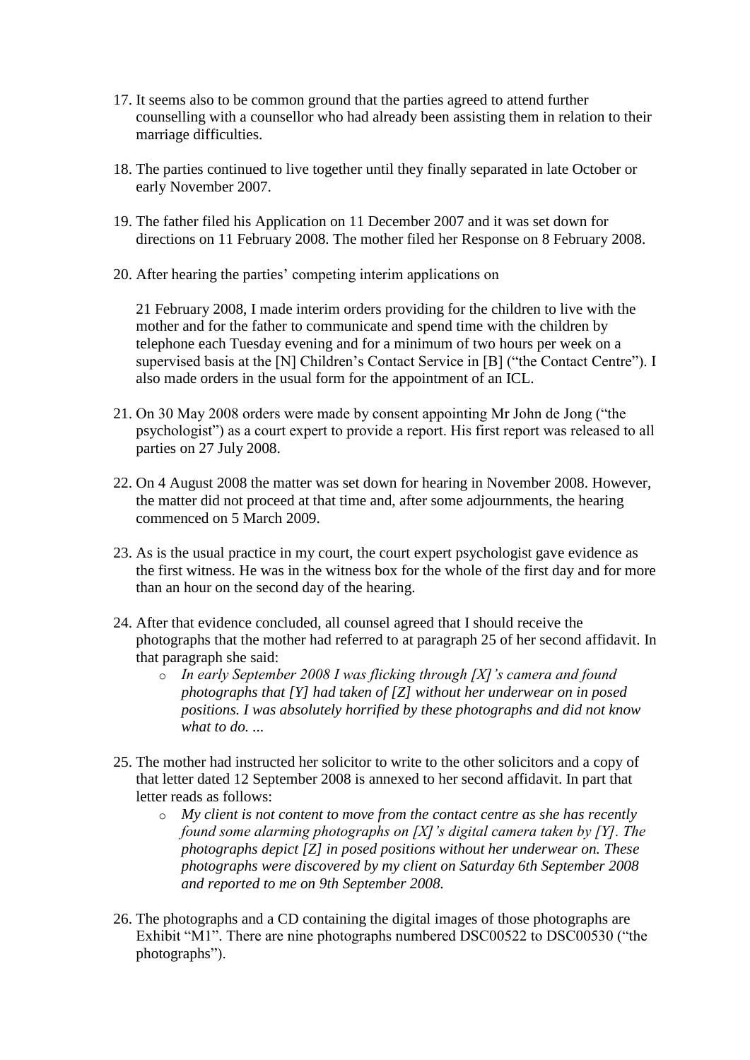17. It seems also to be common ground that the parties agreed to attend further counselling with a counsellor who had already been assisting them in relation to their marriage difficulties.

18. The parties continued to live together until they finally separated in late October or early November 2007.

19. The father filed his Application on 11 December 2007 and it was set down for directions on 11 February 2008. The mother filed her Response on 8 February 2008.

20. After hearing the parties' competing interim applications on

    21 February 2008, I made interim orders providing for the children to live with the mother and for the father to communicate and spend time with the children by telephone each Tuesday evening and for a minimum of two hours per week on a supervised basis at the [N] Children's Contact Service in [B] ("the Contact Centre"). I also made orders in the usual form for the appointment of an ICL.

21. On 30 May 2008 orders were made by consent appointing Mr John de Jong ("the psychologist") as a court expert to provide a report. His first report was released to all parties on 27 July 2008.

22. On 4 August 2008 the matter was set down for hearing in November 2008. However, the matter did not proceed at that time and, after some adjournments, the hearing commenced on 5 March 2009.

23. As is the usual practice in my court, the court expert psychologist gave evidence as the first witness. He was in the witness box for the whole of the first day and for more than an hour on the second day of the hearing.

24. After that evidence concluded, all counsel agreed that I should receive the photographs that the mother had referred to at paragraph 25 of her second affidavit. In that paragraph she said:
    - *In early September 2008 I was flicking through [X]'s camera and found photographs that [Y] had taken of [Z] without her underwear on in posed positions. I was absolutely horrified by these photographs and did not know what to do. ...*

25. The mother had instructed her solicitor to write to the other solicitors and a copy of that letter dated 12 September 2008 is annexed to her second affidavit. In part that letter reads as follows:
    - *My client is not content to move from the contact centre as she has recently found some alarming photographs on [X]'s digital camera taken by [Y]. The photographs depict [Z] in posed positions without her underwear on. These photographs were discovered by my client on Saturday 6th September 2008 and reported to me on 9th September 2008.*

26. The photographs and a CD containing the digital images of those photographs are Exhibit "M1". There are nine photographs numbered DSC00522 to DSC00530 ("the photographs").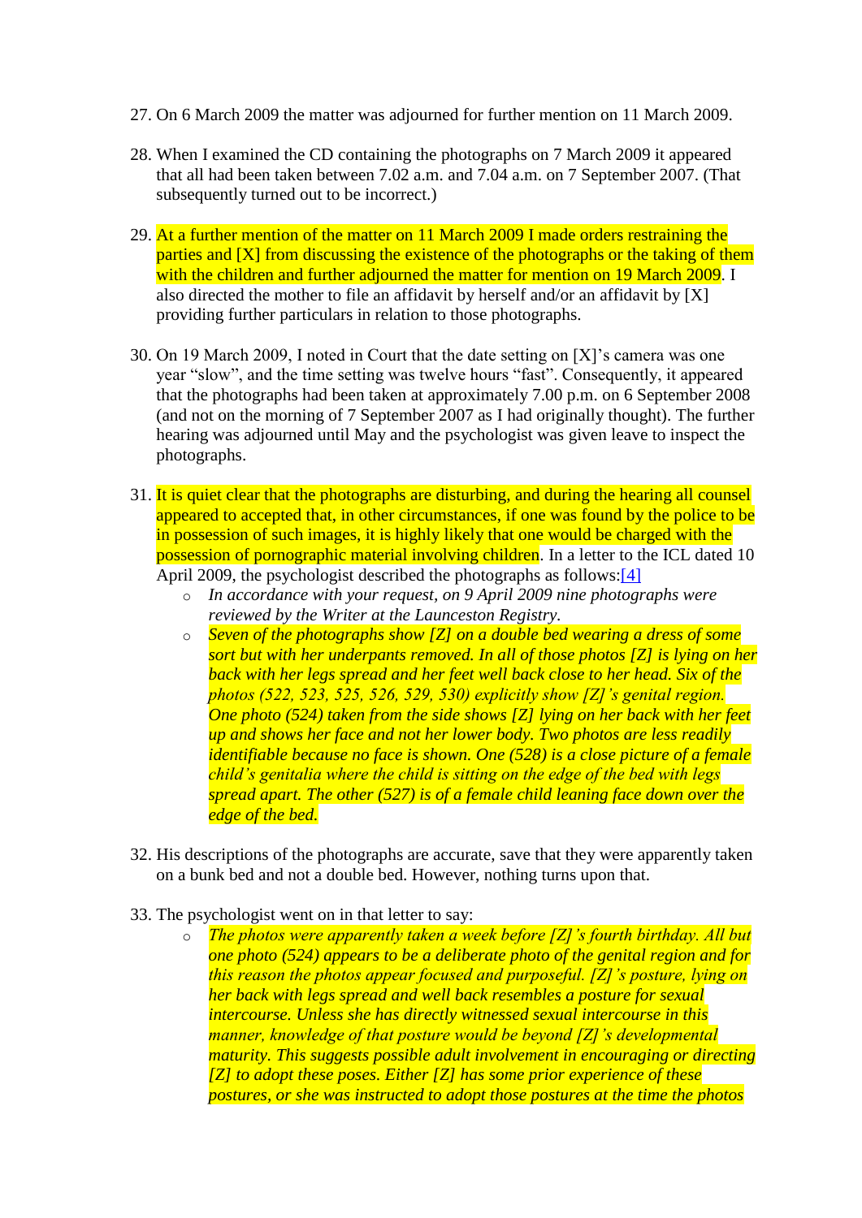27. On 6 March 2009 the matter was adjourned for further mention on 11 March 2009.

28. When I examined the CD containing the photographs on 7 March 2009 it appeared that all had been taken between 7.02 a.m. and 7.04 a.m. on 7 September 2007. (That subsequently turned out to be incorrect.)

29. At a further mention of the matter on 11 March 2009 I made orders restraining the parties and [X] from discussing the existence of the photographs or the taking of them with the children and further adjourned the matter for mention on 19 March 2009. I also directed the mother to file an affidavit by herself and/or an affidavit by [X] providing further particulars in relation to those photographs.

30. On 19 March 2009, I noted in Court that the date setting on [X]'s camera was one year "slow", and the time setting was twelve hours "fast". Consequently, it appeared that the photographs had been taken at approximately 7.00 p.m. on 6 September 2008 (and not on the morning of 7 September 2007 as I had originally thought). The further hearing was adjourned until May and the psychologist was given leave to inspect the photographs.

31. It is quiet clear that the photographs are disturbing, and during the hearing all counsel appeared to accepted that, in other circumstances, if one was found by the police to be in possession of such images, it is highly likely that one would be charged with the possession of pornographic material involving children. In a letter to the ICL dated 10 April 2009, the psychologist described the photographs as follows:[4]
    - *In accordance with your request, on 9 April 2009 nine photographs were reviewed by the Writer at the Launceston Registry.*
    - *Seven of the photographs show [Z] on a double bed wearing a dress of some sort but with her underpants removed. In all of those photos [Z] is lying on her back with her legs spread and her feet well back close to her head. Six of the photos (522, 523, 525, 526, 529, 530) explicitly show [Z]'s genital region. One photo (524) taken from the side shows [Z] lying on her back with her feet up and shows her face and not her lower body. Two photos are less readily identifiable because no face is shown. One (528) is a close picture of a female child's genitalia where the child is sitting on the edge of the bed with legs spread apart. The other (527) is of a female child leaning face down over the edge of the bed.*

32. His descriptions of the photographs are accurate, save that they were apparently taken on a bunk bed and not a double bed. However, nothing turns upon that.

33. The psychologist went on in that letter to say:
    - *The photos were apparently taken a week before [Z]'s fourth birthday. All but one photo (524) appears to be a deliberate photo of the genital region and for this reason the photos appear focused and purposeful. [Z]'s posture, lying on her back with legs spread and well back resembles a posture for sexual intercourse. Unless she has directly witnessed sexual intercourse in this manner, knowledge of that posture would be beyond [Z]'s developmental maturity. This suggests possible adult involvement in encouraging or directing [Z] to adopt these poses. Either [Z] has some prior experience of these postures, or she was instructed to adopt those postures at the time the photos*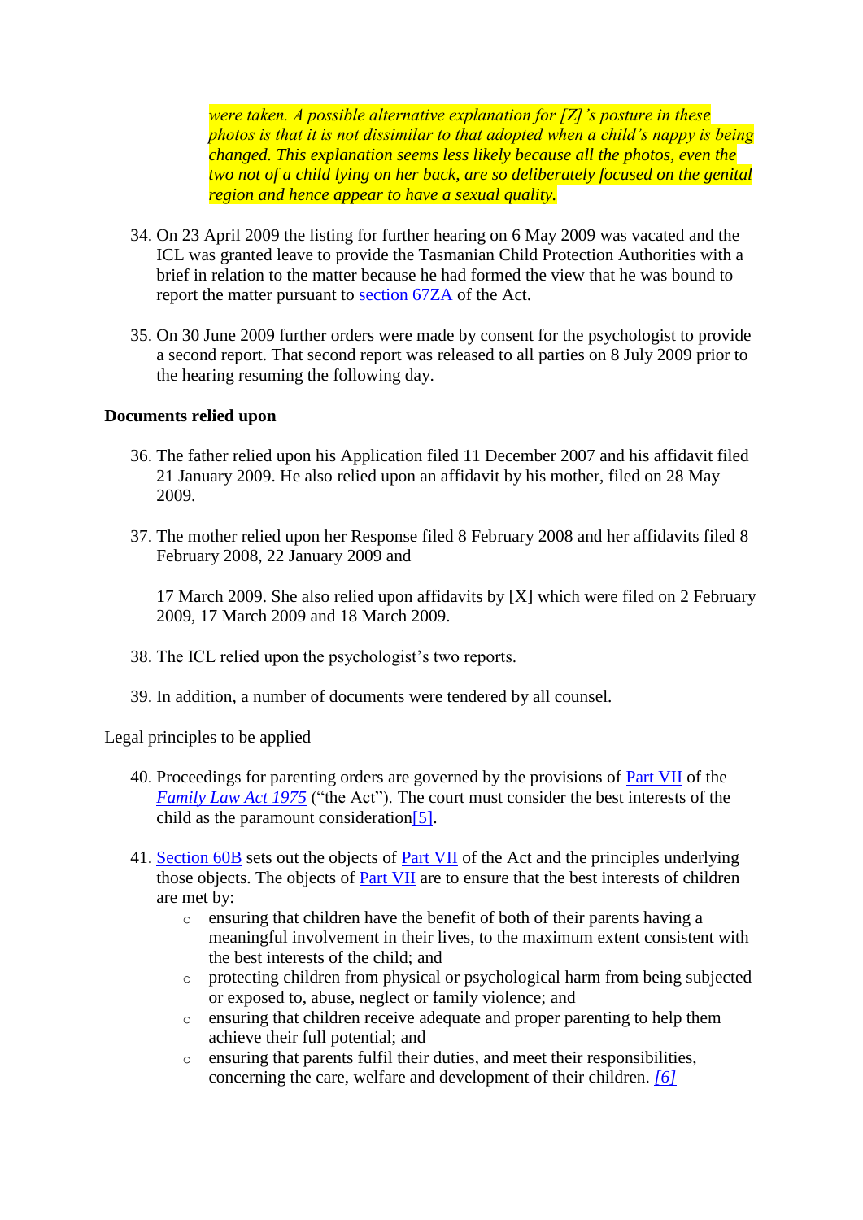*were taken. A possible alternative explanation for [Z]'s posture in these photos is that it is not dissimilar to that adopted when a child's nappy is being changed. This explanation seems less likely because all the photos, even the two not of a child lying on her back, are so deliberately focused on the genital region and hence appear to have a sexual quality.*

34. On 23 April 2009 the listing for further hearing on 6 May 2009 was vacated and the ICL was granted leave to provide the Tasmanian Child Protection Authorities with a brief in relation to the matter because he had formed the view that he was bound to report the matter pursuant to section 67ZA of the Act.

35. On 30 June 2009 further orders were made by consent for the psychologist to provide a second report. That second report was released to all parties on 8 July 2009 prior to the hearing resuming the following day.

**Documents relied upon**

36. The father relied upon his Application filed 11 December 2007 and his affidavit filed 21 January 2009. He also relied upon an affidavit by his mother, filed on 28 May 2009.

37. The mother relied upon her Response filed 8 February 2008 and her affidavits filed 8 February 2008, 22 January 2009 and

    17 March 2009. She also relied upon affidavits by [X] which were filed on 2 February 2009, 17 March 2009 and 18 March 2009.

38. The ICL relied upon the psychologist's two reports.

39. In addition, a number of documents were tendered by all counsel.

Legal principles to be applied

40. Proceedings for parenting orders are governed by the provisions of Part VII of the *Family Law Act 1975* ("the Act"). The court must consider the best interests of the child as the paramount consideration[5].

41. Section 60B sets out the objects of Part VII of the Act and the principles underlying those objects. The objects of Part VII are to ensure that the best interests of children are met by:
    - ensuring that children have the benefit of both of their parents having a meaningful involvement in their lives, to the maximum extent consistent with the best interests of the child; and
    - protecting children from physical or psychological harm from being subjected or exposed to, abuse, neglect or family violence; and
    - ensuring that children receive adequate and proper parenting to help them achieve their full potential; and
    - ensuring that parents fulfil their duties, and meet their responsibilities, concerning the care, welfare and development of their children. [6]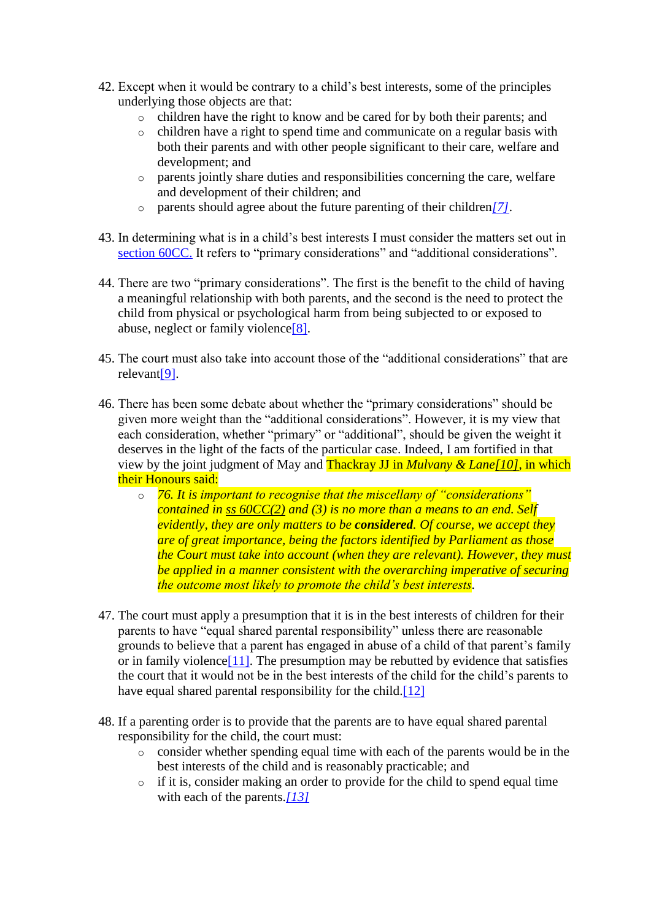42. Except when it would be contrary to a child's best interests, some of the principles underlying those objects are that:
    - children have the right to know and be cared for by both their parents; and
    - children have a right to spend time and communicate on a regular basis with both their parents and with other people significant to their care, welfare and development; and
    - parents jointly share duties and responsibilities concerning the care, welfare and development of their children; and
    - parents should agree about the future parenting of their children*[7]*.

43. In determining what is in a child's best interests I must consider the matters set out in section 60CC. It refers to "primary considerations" and "additional considerations".

44. There are two "primary considerations". The first is the benefit to the child of having a meaningful relationship with both parents, and the second is the need to protect the child from physical or psychological harm from being subjected to or exposed to abuse, neglect or family violence[8].

45. The court must also take into account those of the "additional considerations" that are relevant[9].

46. There has been some debate about whether the "primary considerations" should be given more weight than the "additional considerations". However, it is my view that each consideration, whether "primary" or "additional", should be given the weight it deserves in the light of the facts of the particular case. Indeed, I am fortified in that view by the joint judgment of May and Thackray JJ in *Mulvany & Lane[10]*, in which their Honours said:
    - *76. It is important to recognise that the miscellany of "considerations" contained in ss 60CC(2) and (3) is no more than a means to an end. Self evidently, they are only matters to be **considered**. Of course, we accept they are of great importance, being the factors identified by Parliament as those the Court must take into account (when they are relevant). However, they must be applied in a manner consistent with the overarching imperative of securing the outcome most likely to promote the child's best interests*.

47. The court must apply a presumption that it is in the best interests of children for their parents to have "equal shared parental responsibility" unless there are reasonable grounds to believe that a parent has engaged in abuse of a child of that parent's family or in family violence[11]. The presumption may be rebutted by evidence that satisfies the court that it would not be in the best interests of the child for the child's parents to have equal shared parental responsibility for the child.[12]

48. If a parenting order is to provide that the parents are to have equal shared parental responsibility for the child, the court must:
    - consider whether spending equal time with each of the parents would be in the best interests of the child and is reasonably practicable; and
    - if it is, consider making an order to provide for the child to spend equal time with each of the parents.*[13]*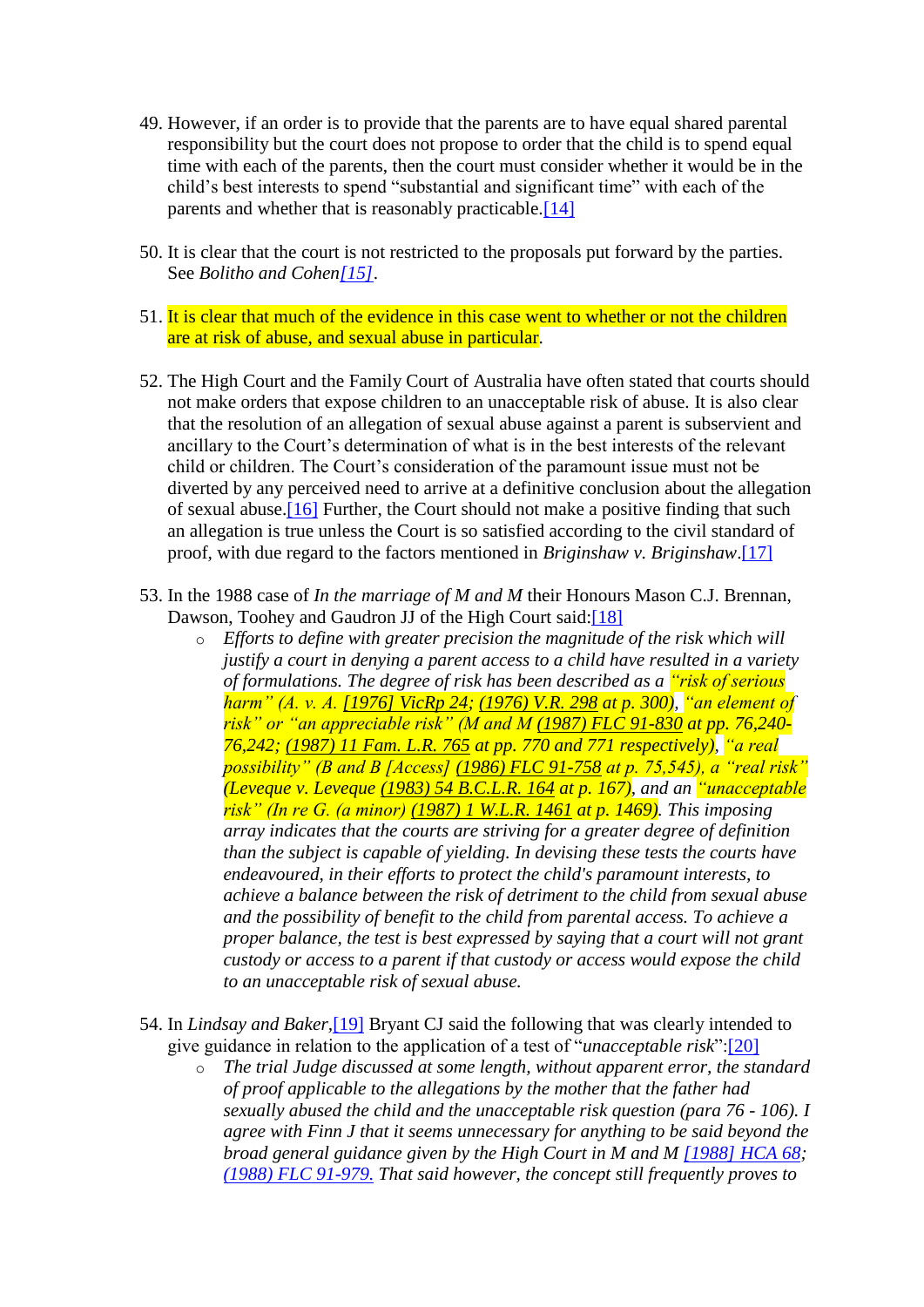49. However, if an order is to provide that the parents are to have equal shared parental responsibility but the court does not propose to order that the child is to spend equal time with each of the parents, then the court must consider whether it would be in the child's best interests to spend "substantial and significant time" with each of the parents and whether that is reasonably practicable.[14]

50. It is clear that the court is not restricted to the proposals put forward by the parties. See *Bolitho and Cohen[15]*.

51. It is clear that much of the evidence in this case went to whether or not the children are at risk of abuse, and sexual abuse in particular.

52. The High Court and the Family Court of Australia have often stated that courts should not make orders that expose children to an unacceptable risk of abuse. It is also clear that the resolution of an allegation of sexual abuse against a parent is subservient and ancillary to the Court's determination of what is in the best interests of the relevant child or children. The Court's consideration of the paramount issue must not be diverted by any perceived need to arrive at a definitive conclusion about the allegation of sexual abuse.[16] Further, the Court should not make a positive finding that such an allegation is true unless the Court is so satisfied according to the civil standard of proof, with due regard to the factors mentioned in *Briginshaw v. Briginshaw*.[17]

53. In the 1988 case of *In the marriage of M and M* their Honours Mason C.J. Brennan, Dawson, Toohey and Gaudron JJ of the High Court said:[18]
    - *Efforts to define with greater precision the magnitude of the risk which will justify a court in denying a parent access to a child have resulted in a variety of formulations. The degree of risk has been described as a "risk of serious harm" (A. v. A. [1976] VicRp 24; (1976) V.R. 298 at p. 300), "an element of risk" or "an appreciable risk" (M and M (1987) FLC 91-830 at pp. 76,240-76,242; (1987) 11 Fam. L.R. 765 at pp. 770 and 771 respectively), "a real possibility" (B and B [Access] (1986) FLC 91-758 at p. 75,545), a "real risk" (Leveque v. Leveque (1983) 54 B.C.L.R. 164 at p. 167), and an "unacceptable risk" (In re G. (a minor) (1987) 1 W.L.R. 1461 at p. 1469). This imposing array indicates that the courts are striving for a greater degree of definition than the subject is capable of yielding. In devising these tests the courts have endeavoured, in their efforts to protect the child's paramount interests, to achieve a balance between the risk of detriment to the child from sexual abuse and the possibility of benefit to the child from parental access. To achieve a proper balance, the test is best expressed by saying that a court will not grant custody or access to a parent if that custody or access would expose the child to an unacceptable risk of sexual abuse.*

54. In *Lindsay and Baker*,[19] Bryant CJ said the following that was clearly intended to give guidance in relation to the application of a test of "*unacceptable risk*":[20]
    - *The trial Judge discussed at some length, without apparent error, the standard of proof applicable to the allegations by the mother that the father had sexually abused the child and the unacceptable risk question (para 76 - 106). I agree with Finn J that it seems unnecessary for anything to be said beyond the broad general guidance given by the High Court in M and M [1988] HCA 68; (1988) FLC 91-979. That said however, the concept still frequently proves to*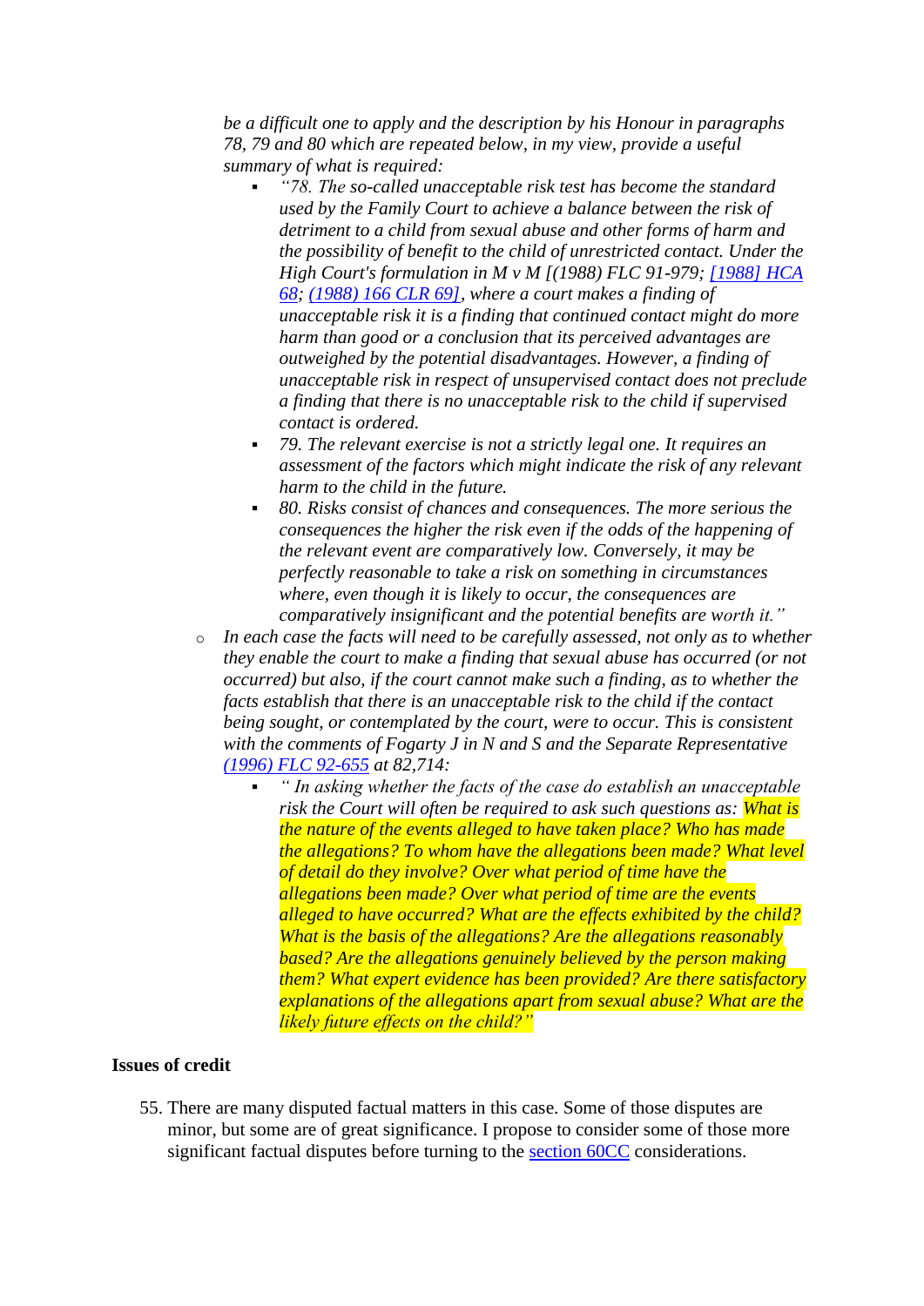*be a difficult one to apply and the description by his Honour in paragraphs 78, 79 and 80 which are repeated below, in my view, provide a useful summary of what is required:*

- *"78. The so-called unacceptable risk test has become the standard used by the Family Court to achieve a balance between the risk of detriment to a child from sexual abuse and other forms of harm and the possibility of benefit to the child of unrestricted contact. Under the High Court's formulation in M v M [(1988) FLC 91-979; [1988] HCA 68; (1988) 166 CLR 69], where a court makes a finding of unacceptable risk it is a finding that continued contact might do more harm than good or a conclusion that its perceived advantages are outweighed by the potential disadvantages. However, a finding of unacceptable risk in respect of unsupervised contact does not preclude a finding that there is no unacceptable risk to the child if supervised contact is ordered.*
- *79. The relevant exercise is not a strictly legal one. It requires an assessment of the factors which might indicate the risk of any relevant harm to the child in the future.*
- *80. Risks consist of chances and consequences. The more serious the consequences the higher the risk even if the odds of the happening of the relevant event are comparatively low. Conversely, it may be perfectly reasonable to take a risk on something in circumstances where, even though it is likely to occur, the consequences are comparatively insignificant and the potential benefits are worth it."*

- *In each case the facts will need to be carefully assessed, not only as to whether they enable the court to make a finding that sexual abuse has occurred (or not occurred) but also, if the court cannot make such a finding, as to whether the facts establish that there is an unacceptable risk to the child if the contact being sought, or contemplated by the court, were to occur. This is consistent with the comments of Fogarty J in N and S and the Separate Representative (1996) FLC 92-655 at 82,714:*
  - *" In asking whether the facts of the case do establish an unacceptable risk the Court will often be required to ask such questions as: What is the nature of the events alleged to have taken place? Who has made the allegations? To whom have the allegations been made? What level of detail do they involve? Over what period of time have the allegations been made? Over what period of time are the events alleged to have occurred? What are the effects exhibited by the child? What is the basis of the allegations? Are the allegations reasonably based? Are the allegations genuinely believed by the person making them? What expert evidence has been provided? Are there satisfactory explanations of the allegations apart from sexual abuse? What are the likely future effects on the child?"*

**Issues of credit**

55. There are many disputed factual matters in this case. Some of those disputes are minor, but some are of great significance. I propose to consider some of those more significant factual disputes before turning to the section 60CC considerations.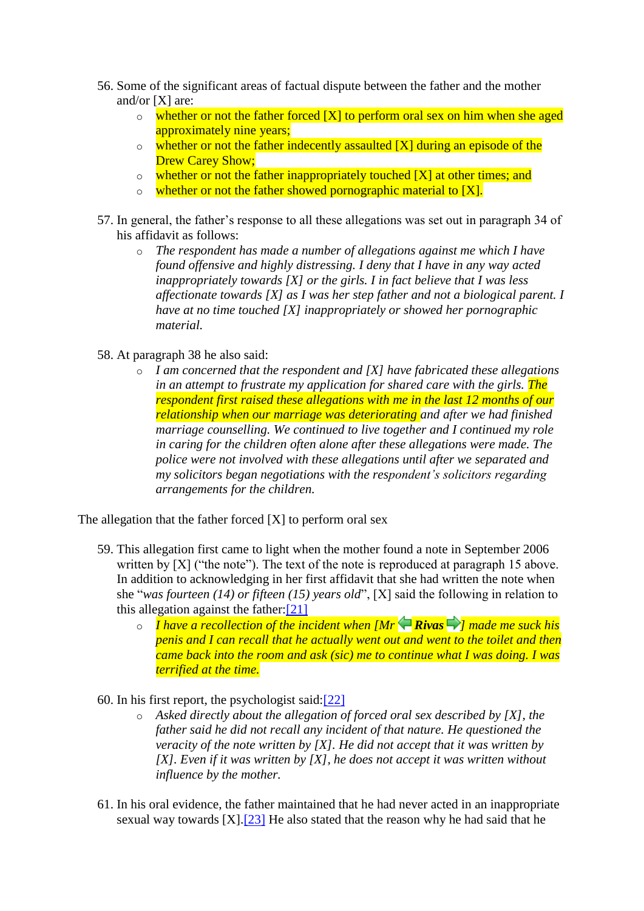56. Some of the significant areas of factual dispute between the father and the mother and/or [X] are:
    - whether or not the father forced [X] to perform oral sex on him when she aged approximately nine years;
    - whether or not the father indecently assaulted [X] during an episode of the Drew Carey Show;
    - whether or not the father inappropriately touched [X] at other times; and
    - whether or not the father showed pornographic material to [X].

57. In general, the father's response to all these allegations was set out in paragraph 34 of his affidavit as follows:
    - *The respondent has made a number of allegations against me which I have found offensive and highly distressing. I deny that I have in any way acted inappropriately towards [X] or the girls. I in fact believe that I was less affectionate towards [X] as I was her step father and not a biological parent. I have at no time touched [X] inappropriately or showed her pornographic material.*

58. At paragraph 38 he also said:
    - *I am concerned that the respondent and [X] have fabricated these allegations in an attempt to frustrate my application for shared care with the girls. The respondent first raised these allegations with me in the last 12 months of our relationship when our marriage was deteriorating and after we had finished marriage counselling. We continued to live together and I continued my role in caring for the children often alone after these allegations were made. The police were not involved with these allegations until after we separated and my solicitors began negotiations with the respondent's solicitors regarding arrangements for the children.*

The allegation that the father forced [X] to perform oral sex

59. This allegation first came to light when the mother found a note in September 2006 written by [X] ("the note"). The text of the note is reproduced at paragraph 15 above. In addition to acknowledging in her first affidavit that she had written the note when she "*was fourteen (14) or fifteen (15) years old*", [X] said the following in relation to this allegation against the father:[21]
    - *I have a recollection of the incident when [Mr **Rivas**] made me suck his penis and I can recall that he actually went out and went to the toilet and then came back into the room and ask (sic) me to continue what I was doing. I was terrified at the time.*

60. In his first report, the psychologist said:[22]
    - *Asked directly about the allegation of forced oral sex described by [X], the father said he did not recall any incident of that nature. He questioned the veracity of the note written by [X]. He did not accept that it was written by [X]. Even if it was written by [X], he does not accept it was written without influence by the mother.*

61. In his oral evidence, the father maintained that he had never acted in an inappropriate sexual way towards [X].[23] He also stated that the reason why he had said that he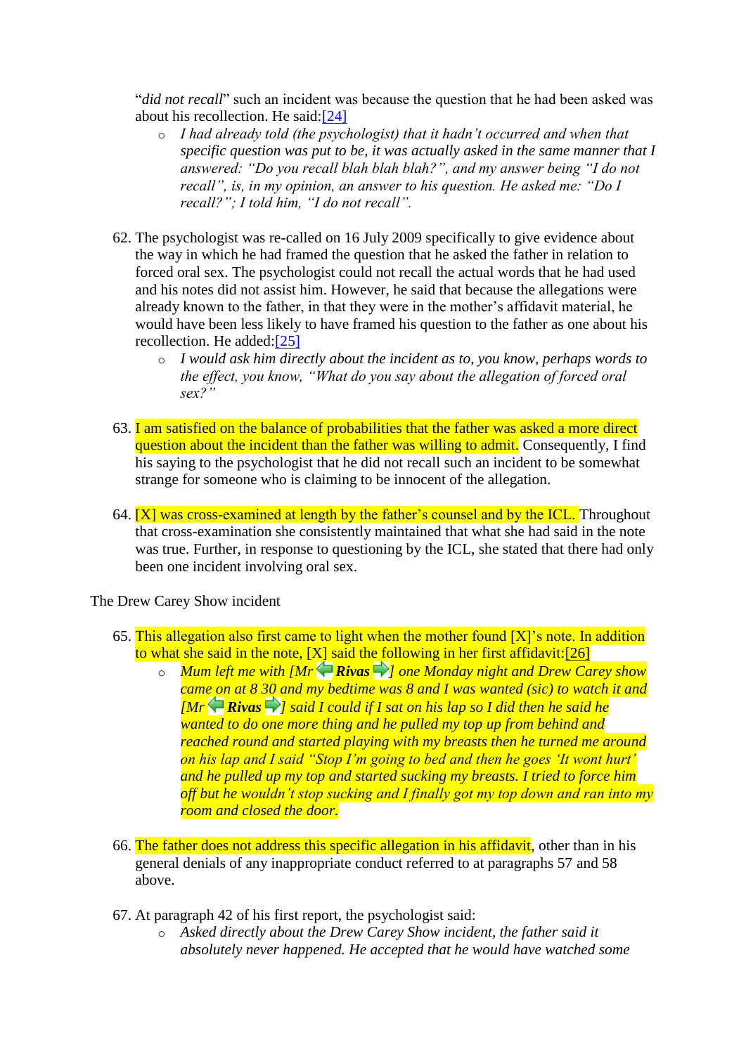"*did not recall*" such an incident was because the question that he had been asked was about his recollection. He said:[24]

- *I had already told (the psychologist) that it hadn't occurred and when that specific question was put to be, it was actually asked in the same manner that I answered: "Do you recall blah blah blah?", and my answer being "I do not recall", is, in my opinion, an answer to his question. He asked me: "Do I recall?"; I told him, "I do not recall".*

62. The psychologist was re-called on 16 July 2009 specifically to give evidence about the way in which he had framed the question that he asked the father in relation to forced oral sex. The psychologist could not recall the actual words that he had used and his notes did not assist him. However, he said that because the allegations were already known to the father, in that they were in the mother's affidavit material, he would have been less likely to have framed his question to the father as one about his recollection. He added:[25]

    - *I would ask him directly about the incident as to, you know, perhaps words to the effect, you know, "What do you say about the allegation of forced oral sex?"*

63. I am satisfied on the balance of probabilities that the father was asked a more direct question about the incident than the father was willing to admit. Consequently, I find his saying to the psychologist that he did not recall such an incident to be somewhat strange for someone who is claiming to be innocent of the allegation.

64. [X] was cross-examined at length by the father's counsel and by the ICL. Throughout that cross-examination she consistently maintained that what she had said in the note was true. Further, in response to questioning by the ICL, she stated that there had only been one incident involving oral sex.

The Drew Carey Show incident

65. This allegation also first came to light when the mother found [X]'s note. In addition to what she said in the note, [X] said the following in her first affidavit:[26]

    - *Mum left me with [Mr **Rivas**] one Monday night and Drew Carey show came on at 8 30 and my bedtime was 8 and I was wanted (sic) to watch it and [Mr **Rivas**] said I could if I sat on his lap so I did then he said he wanted to do one more thing and he pulled my top up from behind and reached round and started playing with my breasts then he turned me around on his lap and I said "Stop I'm going to bed and then he goes 'It wont hurt' and he pulled up my top and started sucking my breasts. I tried to force him off but he wouldn't stop sucking and I finally got my top down and ran into my room and closed the door.*

66. The father does not address this specific allegation in his affidavit, other than in his general denials of any inappropriate conduct referred to at paragraphs 57 and 58 above.

67. At paragraph 42 of his first report, the psychologist said:

    - *Asked directly about the Drew Carey Show incident, the father said it absolutely never happened. He accepted that he would have watched some*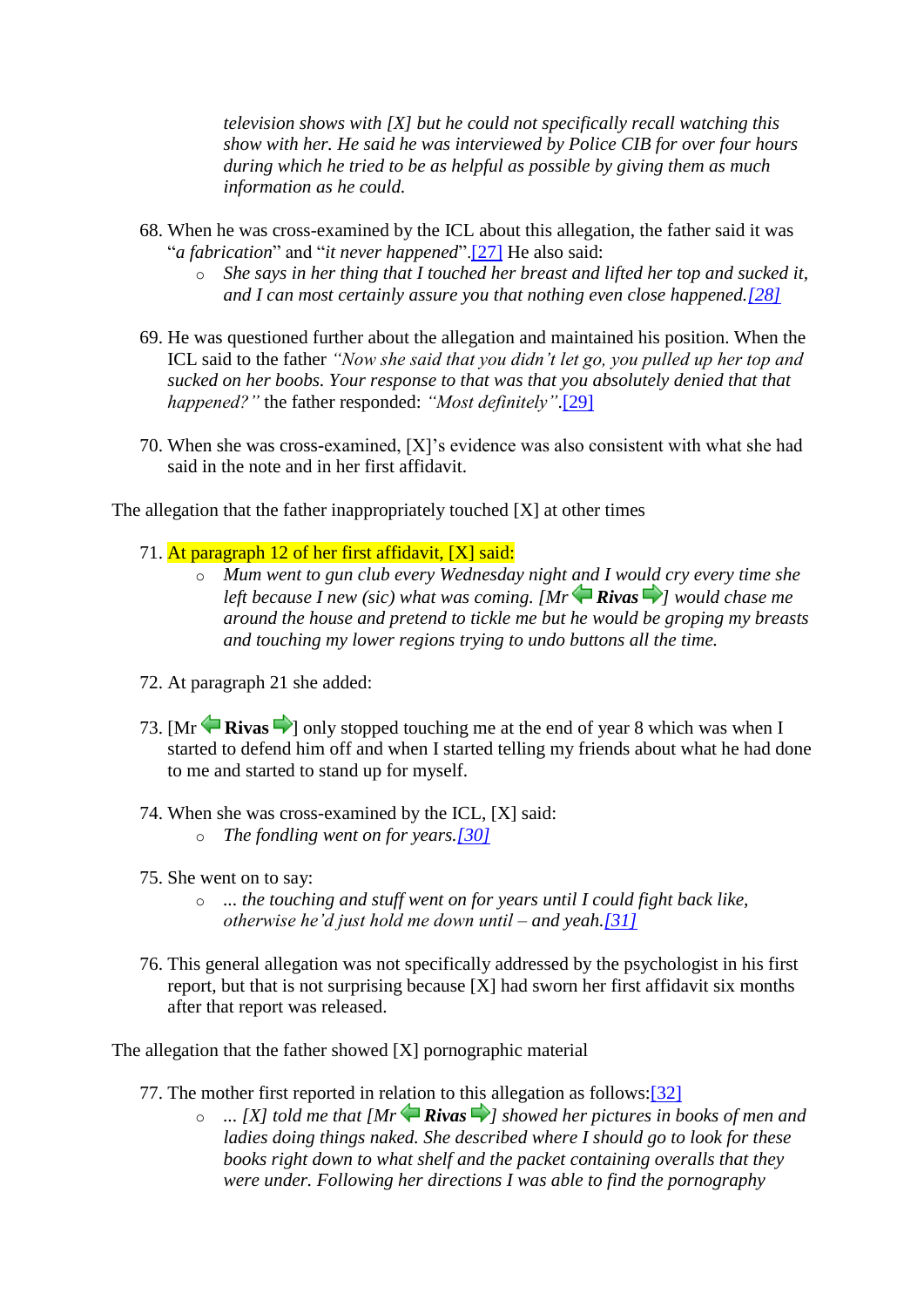*television shows with [X] but he could not specifically recall watching this show with her. He said he was interviewed by Police CIB for over four hours during which he tried to be as helpful as possible by giving them as much information as he could.*

68. When he was cross-examined by the ICL about this allegation, the father said it was "*a fabrication*" and "*it never happened*".[27] He also said:
    - *She says in her thing that I touched her breast and lifted her top and sucked it, and I can most certainly assure you that nothing even close happened.[28]*

69. He was questioned further about the allegation and maintained his position. When the ICL said to the father *"Now she said that you didn't let go, you pulled up her top and sucked on her boobs. Your response to that was that you absolutely denied that that happened?"* the father responded: *"Most definitely"*.[29]

70. When she was cross-examined, [X]'s evidence was also consistent with what she had said in the note and in her first affidavit.

The allegation that the father inappropriately touched [X] at other times

71. At paragraph 12 of her first affidavit, [X] said:
    - *Mum went to gun club every Wednesday night and I would cry every time she left because I new (sic) what was coming. [Mr* ***Rivas*** *] would chase me around the house and pretend to tickle me but he would be groping my breasts and touching my lower regions trying to undo buttons all the time.*

72. At paragraph 21 she added:

73. [Mr **Rivas** ] only stopped touching me at the end of year 8 which was when I started to defend him off and when I started telling my friends about what he had done to me and started to stand up for myself.

74. When she was cross-examined by the ICL, [X] said:
    - *The fondling went on for years.[30]*

75. She went on to say:
    - *... the touching and stuff went on for years until I could fight back like, otherwise he'd just hold me down until – and yeah.[31]*

76. This general allegation was not specifically addressed by the psychologist in his first report, but that is not surprising because [X] had sworn her first affidavit six months after that report was released.

The allegation that the father showed [X] pornographic material

77. The mother first reported in relation to this allegation as follows:[32]
    - *... [X] told me that [Mr* ***Rivas*** *] showed her pictures in books of men and ladies doing things naked. She described where I should go to look for these books right down to what shelf and the packet containing overalls that they were under. Following her directions I was able to find the pornography*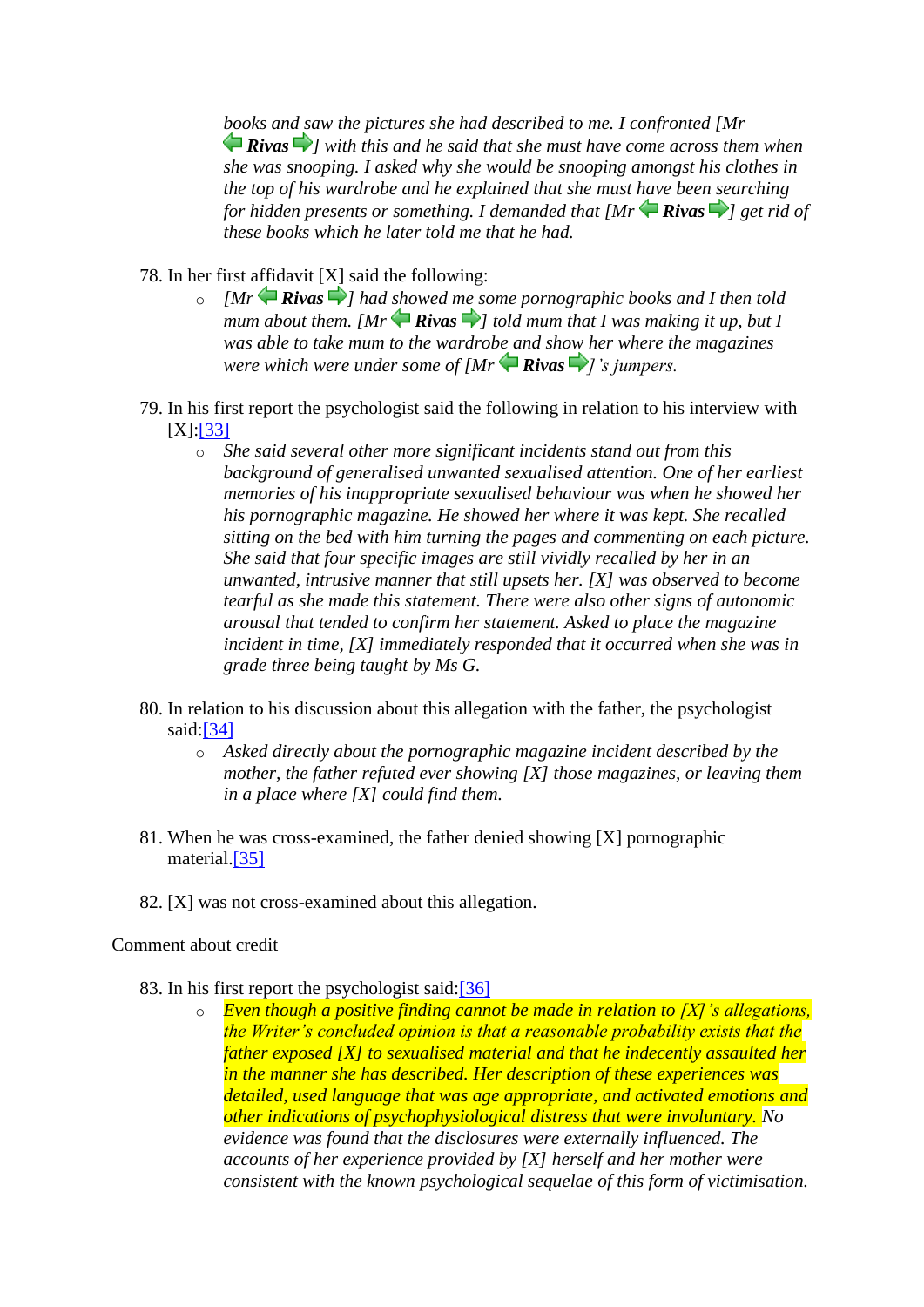> *books and saw the pictures she had described to me. I confronted [Mr **Rivas**] with this and he said that she must have come across them when she was snooping. I asked why she would be snooping amongst his clothes in the top of his wardrobe and he explained that she must have been searching for hidden presents or something. I demanded that [Mr **Rivas**] get rid of these books which he later told me that he had.*

78. In her first affidavit [X] said the following:
    - *[Mr **Rivas**] had showed me some pornographic books and I then told mum about them. [Mr **Rivas**] told mum that I was making it up, but I was able to take mum to the wardrobe and show her where the magazines were which were under some of [Mr **Rivas**]'s jumpers.*

79. In his first report the psychologist said the following in relation to his interview with [X]:[33]
    - *She said several other more significant incidents stand out from this background of generalised unwanted sexualised attention. One of her earliest memories of his inappropriate sexualised behaviour was when he showed her his pornographic magazine. He showed her where it was kept. She recalled sitting on the bed with him turning the pages and commenting on each picture. She said that four specific images are still vividly recalled by her in an unwanted, intrusive manner that still upsets her. [X] was observed to become tearful as she made this statement. There were also other signs of autonomic arousal that tended to confirm her statement. Asked to place the magazine incident in time, [X] immediately responded that it occurred when she was in grade three being taught by Ms G.*

80. In relation to his discussion about this allegation with the father, the psychologist said:[34]
    - *Asked directly about the pornographic magazine incident described by the mother, the father refuted ever showing [X] those magazines, or leaving them in a place where [X] could find them.*

81. When he was cross-examined, the father denied showing [X] pornographic material.[35]

82. [X] was not cross-examined about this allegation.

Comment about credit

83. In his first report the psychologist said:[36]
    - *Even though a positive finding cannot be made in relation to [X]'s allegations, the Writer's concluded opinion is that a reasonable probability exists that the father exposed [X] to sexualised material and that he indecently assaulted her in the manner she has described. Her description of these experiences was detailed, used language that was age appropriate, and activated emotions and other indications of psychophysiological distress that were involuntary. No evidence was found that the disclosures were externally influenced. The accounts of her experience provided by [X] herself and her mother were consistent with the known psychological sequelae of this form of victimisation.*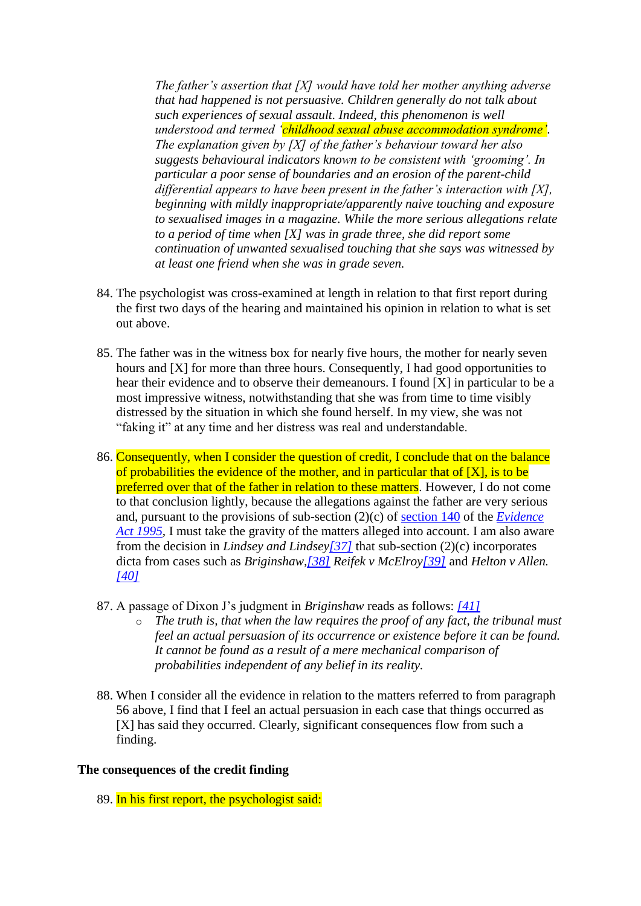*The father's assertion that [X] would have told her mother anything adverse that had happened is not persuasive. Children generally do not talk about such experiences of sexual assault. Indeed, this phenomenon is well understood and termed 'childhood sexual abuse accommodation syndrome'. The explanation given by [X] of the father's behaviour toward her also suggests behavioural indicators known to be consistent with 'grooming'. In particular a poor sense of boundaries and an erosion of the parent-child differential appears to have been present in the father's interaction with [X], beginning with mildly inappropriate/apparently naive touching and exposure to sexualised images in a magazine. While the more serious allegations relate to a period of time when [X] was in grade three, she did report some continuation of unwanted sexualised touching that she says was witnessed by at least one friend when she was in grade seven.*

84. The psychologist was cross-examined at length in relation to that first report during the first two days of the hearing and maintained his opinion in relation to what is set out above.

85. The father was in the witness box for nearly five hours, the mother for nearly seven hours and [X] for more than three hours. Consequently, I had good opportunities to hear their evidence and to observe their demeanours. I found [X] in particular to be a most impressive witness, notwithstanding that she was from time to time visibly distressed by the situation in which she found herself. In my view, she was not "faking it" at any time and her distress was real and understandable.

86. Consequently, when I consider the question of credit, I conclude that on the balance of probabilities the evidence of the mother, and in particular that of [X], is to be preferred over that of the father in relation to these matters. However, I do not come to that conclusion lightly, because the allegations against the father are very serious and, pursuant to the provisions of sub-section (2)(c) of section 140 of the *Evidence Act 1995*, I must take the gravity of the matters alleged into account. I am also aware from the decision in *Lindsey and Lindsey*[37] that sub-section (2)(c) incorporates dicta from cases such as *Briginshaw*,[38] *Reifek v McElroy*[39] and *Helton v Allen.*[40]

87. A passage of Dixon J's judgment in *Briginshaw* reads as follows: [41]
   - *The truth is, that when the law requires the proof of any fact, the tribunal must feel an actual persuasion of its occurrence or existence before it can be found. It cannot be found as a result of a mere mechanical comparison of probabilities independent of any belief in its reality.*

88. When I consider all the evidence in relation to the matters referred to from paragraph 56 above, I find that I feel an actual persuasion in each case that things occurred as [X] has said they occurred. Clearly, significant consequences flow from such a finding.

**The consequences of the credit finding**

89. In his first report, the psychologist said: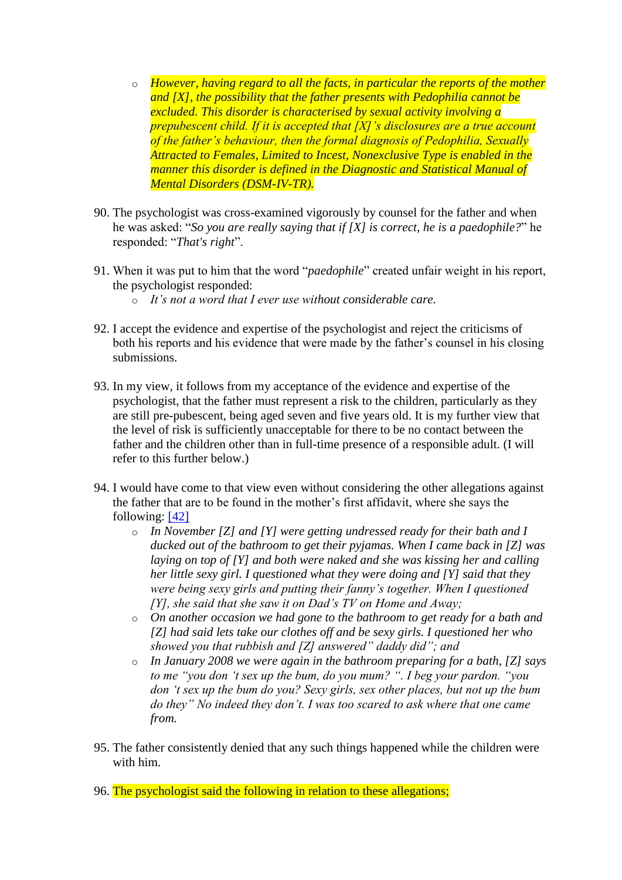- *However, having regard to all the facts, in particular the reports of the mother and [X], the possibility that the father presents with Pedophilia cannot be excluded. This disorder is characterised by sexual activity involving a prepubescent child. If it is accepted that [X]'s disclosures are a true account of the father's behaviour, then the formal diagnosis of Pedophilia, Sexually Attracted to Females, Limited to Incest, Nonexclusive Type is enabled in the manner this disorder is defined in the Diagnostic and Statistical Manual of Mental Disorders (DSM-IV-TR).*

90. The psychologist was cross-examined vigorously by counsel for the father and when he was asked: "*So you are really saying that if [X] is correct, he is a paedophile?*" he responded: "*That's right*".

91. When it was put to him that the word "*paedophile*" created unfair weight in his report, the psychologist responded:
    - *It's not a word that I ever use without considerable care.*

92. I accept the evidence and expertise of the psychologist and reject the criticisms of both his reports and his evidence that were made by the father's counsel in his closing submissions.

93. In my view, it follows from my acceptance of the evidence and expertise of the psychologist, that the father must represent a risk to the children, particularly as they are still pre-pubescent, being aged seven and five years old. It is my further view that the level of risk is sufficiently unacceptable for there to be no contact between the father and the children other than in full-time presence of a responsible adult. (I will refer to this further below.)

94. I would have come to that view even without considering the other allegations against the father that are to be found in the mother's first affidavit, where she says the following: [42]
    - *In November [Z] and [Y] were getting undressed ready for their bath and I ducked out of the bathroom to get their pyjamas. When I came back in [Z] was laying on top of [Y] and both were naked and she was kissing her and calling her little sexy girl. I questioned what they were doing and [Y] said that they were being sexy girls and putting their fanny's together. When I questioned [Y], she said that she saw it on Dad's TV on Home and Away;*
    - *On another occasion we had gone to the bathroom to get ready for a bath and [Z] had said lets take our clothes off and be sexy girls. I questioned her who showed you that rubbish and [Z] answered" daddy did"; and*
    - *In January 2008 we were again in the bathroom preparing for a bath, [Z] says to me "you don 't sex up the bum, do you mum? ". I beg your pardon. "you don 't sex up the bum do you? Sexy girls, sex other places, but not up the bum do they" No indeed they don't. I was too scared to ask where that one came from.*

95. The father consistently denied that any such things happened while the children were with him.

96. The psychologist said the following in relation to these allegations;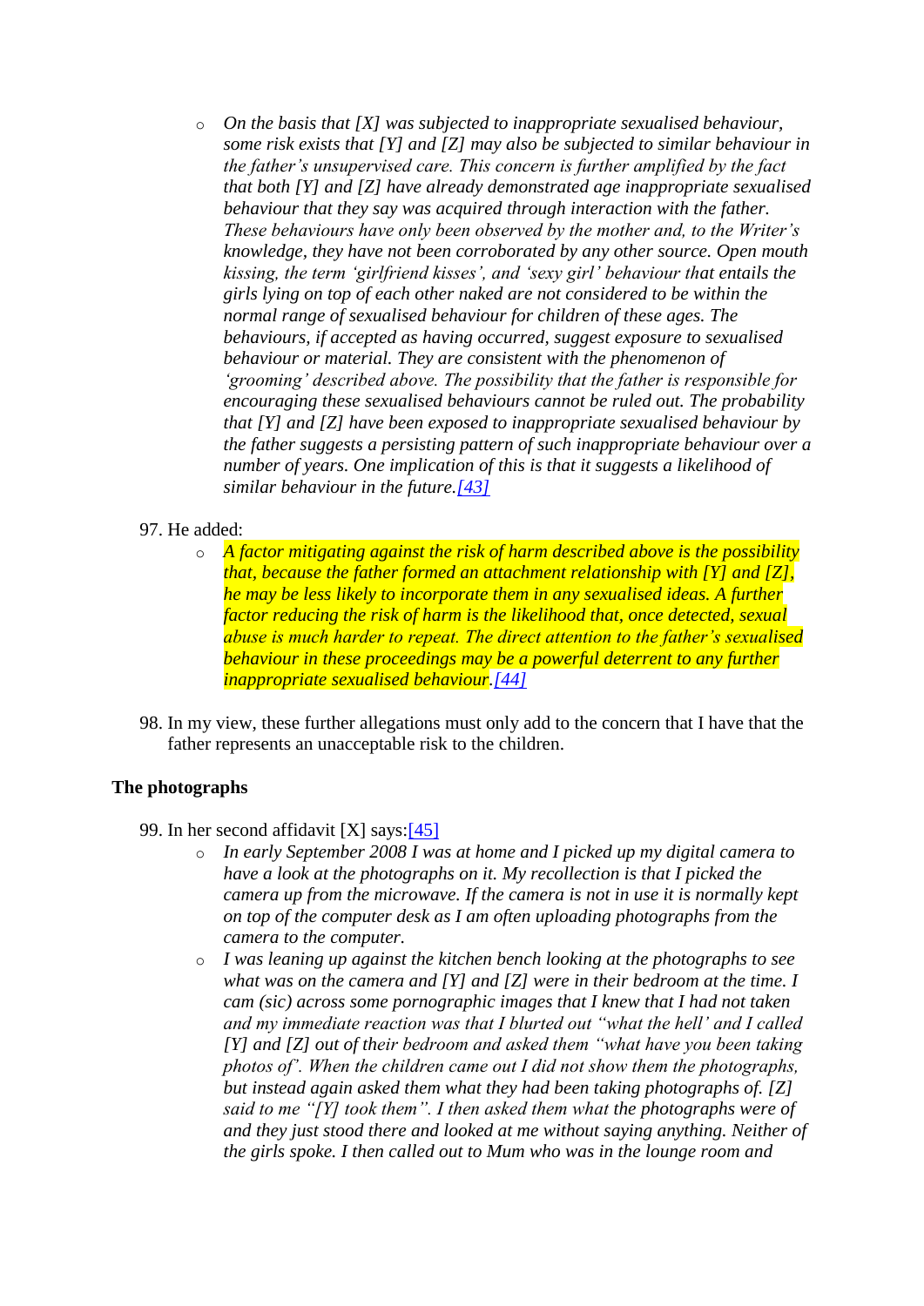- *On the basis that [X] was subjected to inappropriate sexualised behaviour, some risk exists that [Y] and [Z] may also be subjected to similar behaviour in the father's unsupervised care. This concern is further amplified by the fact that both [Y] and [Z] have already demonstrated age inappropriate sexualised behaviour that they say was acquired through interaction with the father. These behaviours have only been observed by the mother and, to the Writer's knowledge, they have not been corroborated by any other source. Open mouth kissing, the term 'girlfriend kisses', and 'sexy girl' behaviour that entails the girls lying on top of each other naked are not considered to be within the normal range of sexualised behaviour for children of these ages. The behaviours, if accepted as having occurred, suggest exposure to sexualised behaviour or material. They are consistent with the phenomenon of 'grooming' described above. The possibility that the father is responsible for encouraging these sexualised behaviours cannot be ruled out. The probability that [Y] and [Z] have been exposed to inappropriate sexualised behaviour by the father suggests a persisting pattern of such inappropriate behaviour over a number of years. One implication of this is that it suggests a likelihood of similar behaviour in the future.*[43]

97. He added:
    - *A factor mitigating against the risk of harm described above is the possibility that, because the father formed an attachment relationship with [Y] and [Z], he may be less likely to incorporate them in any sexualised ideas. A further factor reducing the risk of harm is the likelihood that, once detected, sexual abuse is much harder to repeat. The direct attention to the father's sexualised behaviour in these proceedings may be a powerful deterrent to any further inappropriate sexualised behaviour.*[44]

98. In my view, these further allegations must only add to the concern that I have that the father represents an unacceptable risk to the children.

**The photographs**

99. In her second affidavit [X] says:[45]
    - *In early September 2008 I was at home and I picked up my digital camera to have a look at the photographs on it. My recollection is that I picked the camera up from the microwave. If the camera is not in use it is normally kept on top of the computer desk as I am often uploading photographs from the camera to the computer.*
    - *I was leaning up against the kitchen bench looking at the photographs to see what was on the camera and [Y] and [Z] were in their bedroom at the time. I cam (sic) across some pornographic images that I knew that I had not taken and my immediate reaction was that I blurted out "what the hell' and I called [Y] and [Z] out of their bedroom and asked them "what have you been taking photos of". When the children came out I did not show them the photographs, but instead again asked them what they had been taking photographs of. [Z] said to me "[Y] took them". I then asked them what the photographs were of and they just stood there and looked at me without saying anything. Neither of the girls spoke. I then called out to Mum who was in the lounge room and*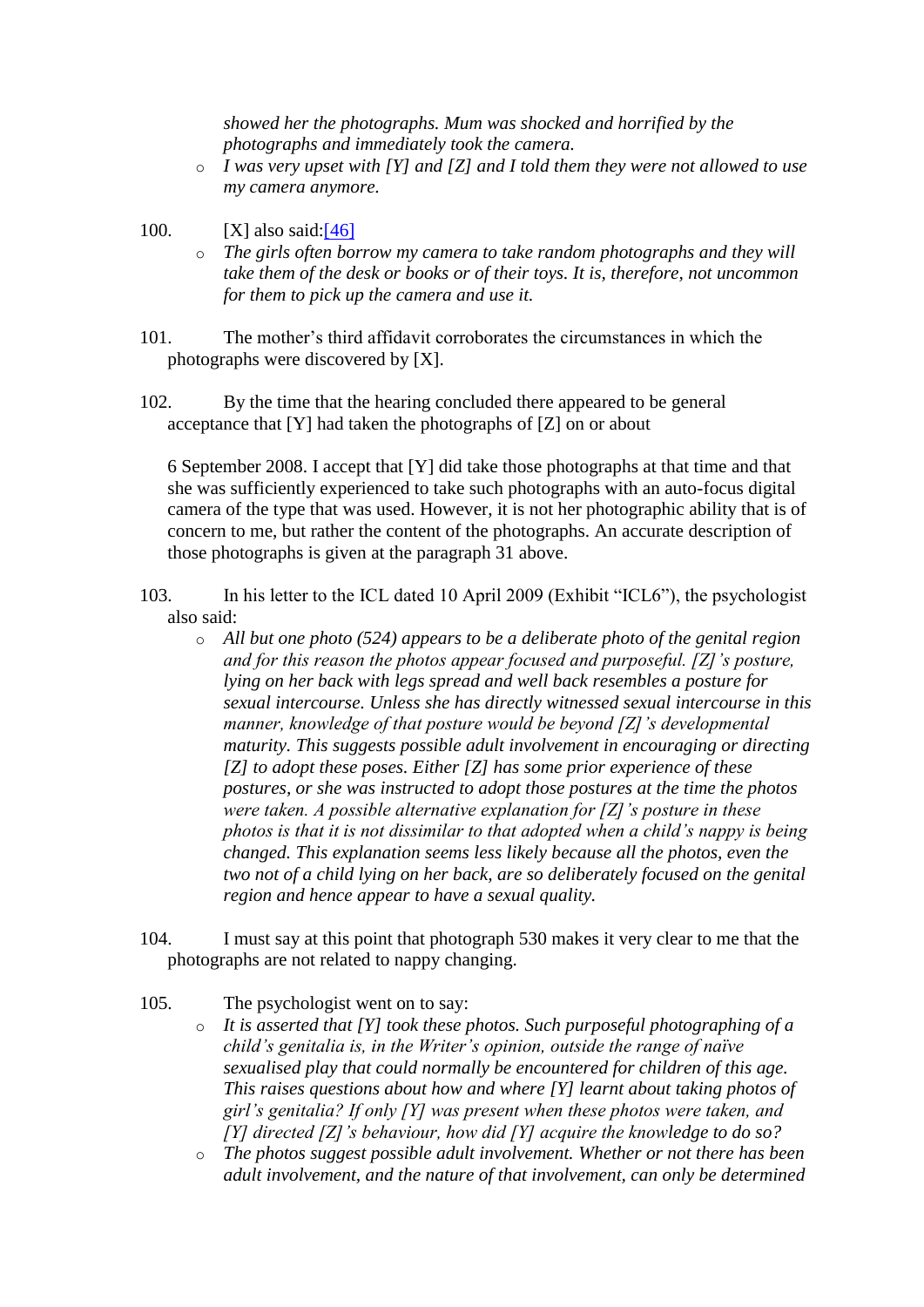*showed her the photographs. Mum was shocked and horrified by the photographs and immediately took the camera.*

- *I was very upset with [Y] and [Z] and I told them they were not allowed to use my camera anymore.*

100. [X] also said:[46]

- *The girls often borrow my camera to take random photographs and they will take them of the desk or books or of their toys. It is, therefore, not uncommon for them to pick up the camera and use it.*

101. The mother's third affidavit corroborates the circumstances in which the photographs were discovered by [X].

102. By the time that the hearing concluded there appeared to be general acceptance that [Y] had taken the photographs of [Z] on or about

6 September 2008. I accept that [Y] did take those photographs at that time and that she was sufficiently experienced to take such photographs with an auto-focus digital camera of the type that was used. However, it is not her photographic ability that is of concern to me, but rather the content of the photographs. An accurate description of those photographs is given at the paragraph 31 above.

103. In his letter to the ICL dated 10 April 2009 (Exhibit "ICL6"), the psychologist also said:

- *All but one photo (524) appears to be a deliberate photo of the genital region and for this reason the photos appear focused and purposeful. [Z]'s posture, lying on her back with legs spread and well back resembles a posture for sexual intercourse. Unless she has directly witnessed sexual intercourse in this manner, knowledge of that posture would be beyond [Z]'s developmental maturity. This suggests possible adult involvement in encouraging or directing [Z] to adopt these poses. Either [Z] has some prior experience of these postures, or she was instructed to adopt those postures at the time the photos were taken. A possible alternative explanation for [Z]'s posture in these photos is that it is not dissimilar to that adopted when a child's nappy is being changed. This explanation seems less likely because all the photos, even the two not of a child lying on her back, are so deliberately focused on the genital region and hence appear to have a sexual quality.*

104. I must say at this point that photograph 530 makes it very clear to me that the photographs are not related to nappy changing.

105. The psychologist went on to say:

- *It is asserted that [Y] took these photos. Such purposeful photographing of a child's genitalia is, in the Writer's opinion, outside the range of naïve sexualised play that could normally be encountered for children of this age. This raises questions about how and where [Y] learnt about taking photos of girl's genitalia? If only [Y] was present when these photos were taken, and [Y] directed [Z]'s behaviour, how did [Y] acquire the knowledge to do so?*
- *The photos suggest possible adult involvement. Whether or not there has been adult involvement, and the nature of that involvement, can only be determined*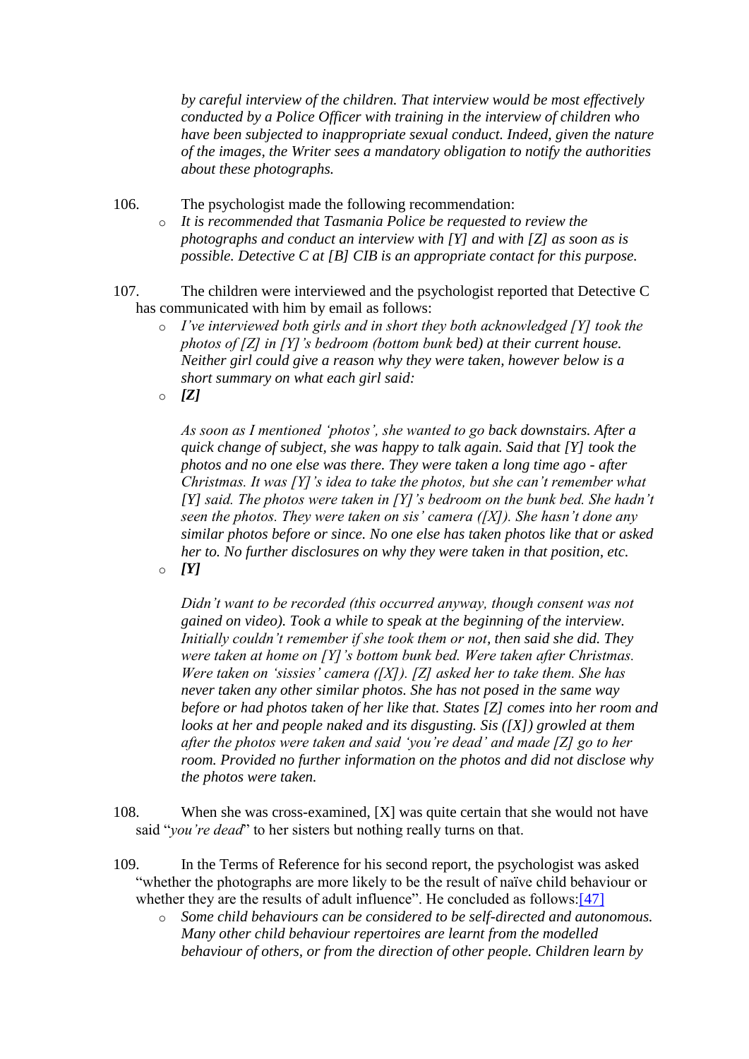*by careful interview of the children. That interview would be most effectively conducted by a Police Officer with training in the interview of children who have been subjected to inappropriate sexual conduct. Indeed, given the nature of the images, the Writer sees a mandatory obligation to notify the authorities about these photographs.*

106. The psychologist made the following recommendation:

- *It is recommended that Tasmania Police be requested to review the photographs and conduct an interview with [Y] and with [Z] as soon as is possible. Detective C at [B] CIB is an appropriate contact for this purpose.*

107. The children were interviewed and the psychologist reported that Detective C has communicated with him by email as follows:

- *I've interviewed both girls and in short they both acknowledged [Y] took the photos of [Z] in [Y]'s bedroom (bottom bunk bed) at their current house. Neither girl could give a reason why they were taken, however below is a short summary on what each girl said:*
- ***[Z]***

  *As soon as I mentioned 'photos', she wanted to go back downstairs. After a quick change of subject, she was happy to talk again. Said that [Y] took the photos and no one else was there. They were taken a long time ago - after Christmas. It was [Y]'s idea to take the photos, but she can't remember what [Y] said. The photos were taken in [Y]'s bedroom on the bunk bed. She hadn't seen the photos. They were taken on sis' camera ([X]). She hasn't done any similar photos before or since. No one else has taken photos like that or asked her to. No further disclosures on why they were taken in that position, etc.*
- ***[Y]***

  *Didn't want to be recorded (this occurred anyway, though consent was not gained on video). Took a while to speak at the beginning of the interview. Initially couldn't remember if she took them or not, then said she did. They were taken at home on [Y]'s bottom bunk bed. Were taken after Christmas. Were taken on 'sissies' camera ([X]). [Z] asked her to take them. She has never taken any other similar photos. She has not posed in the same way before or had photos taken of her like that. States [Z] comes into her room and looks at her and people naked and its disgusting. Sis ([X]) growled at them after the photos were taken and said 'you're dead' and made [Z] go to her room. Provided no further information on the photos and did not disclose why the photos were taken.*

108. When she was cross-examined, [X] was quite certain that she would not have said "*you're dead*" to her sisters but nothing really turns on that.

109. In the Terms of Reference for his second report, the psychologist was asked "whether the photographs are more likely to be the result of naïve child behaviour or whether they are the results of adult influence". He concluded as follows:[47]

- *Some child behaviours can be considered to be self-directed and autonomous. Many other child behaviour repertoires are learnt from the modelled behaviour of others, or from the direction of other people. Children learn by*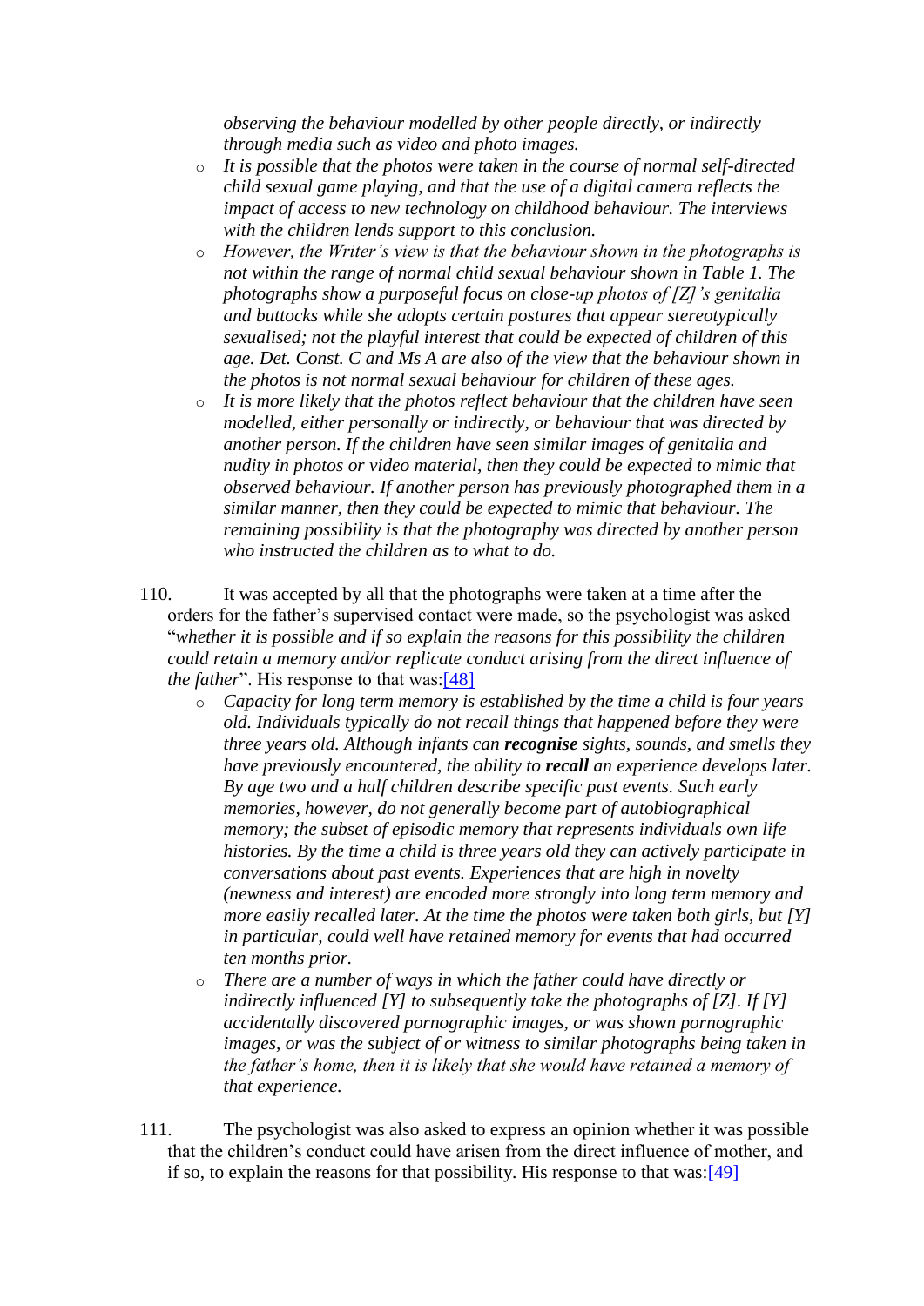*observing the behaviour modelled by other people directly, or indirectly through media such as video and photo images.*

- *It is possible that the photos were taken in the course of normal self-directed child sexual game playing, and that the use of a digital camera reflects the impact of access to new technology on childhood behaviour. The interviews with the children lends support to this conclusion.*
- *However, the Writer's view is that the behaviour shown in the photographs is not within the range of normal child sexual behaviour shown in Table 1. The photographs show a purposeful focus on close-up photos of [Z]'s genitalia and buttocks while she adopts certain postures that appear stereotypically sexualised; not the playful interest that could be expected of children of this age. Det. Const. C and Ms A are also of the view that the behaviour shown in the photos is not normal sexual behaviour for children of these ages.*
- *It is more likely that the photos reflect behaviour that the children have seen modelled, either personally or indirectly, or behaviour that was directed by another person. If the children have seen similar images of genitalia and nudity in photos or video material, then they could be expected to mimic that observed behaviour. If another person has previously photographed them in a similar manner, then they could be expected to mimic that behaviour. The remaining possibility is that the photography was directed by another person who instructed the children as to what to do.*

110. It was accepted by all that the photographs were taken at a time after the orders for the father's supervised contact were made, so the psychologist was asked "*whether it is possible and if so explain the reasons for this possibility the children could retain a memory and/or replicate conduct arising from the direct influence of the father*". His response to that was:[48]

- *Capacity for long term memory is established by the time a child is four years old. Individuals typically do not recall things that happened before they were three years old. Although infants can **recognise** sights, sounds, and smells they have previously encountered, the ability to **recall** an experience develops later. By age two and a half children describe specific past events. Such early memories, however, do not generally become part of autobiographical memory; the subset of episodic memory that represents individuals own life histories. By the time a child is three years old they can actively participate in conversations about past events. Experiences that are high in novelty (newness and interest) are encoded more strongly into long term memory and more easily recalled later. At the time the photos were taken both girls, but [Y] in particular, could well have retained memory for events that had occurred ten months prior.*
- *There are a number of ways in which the father could have directly or indirectly influenced [Y] to subsequently take the photographs of [Z]. If [Y] accidentally discovered pornographic images, or was shown pornographic images, or was the subject of or witness to similar photographs being taken in the father's home, then it is likely that she would have retained a memory of that experience.*

111. The psychologist was also asked to express an opinion whether it was possible that the children's conduct could have arisen from the direct influence of mother, and if so, to explain the reasons for that possibility. His response to that was:[49]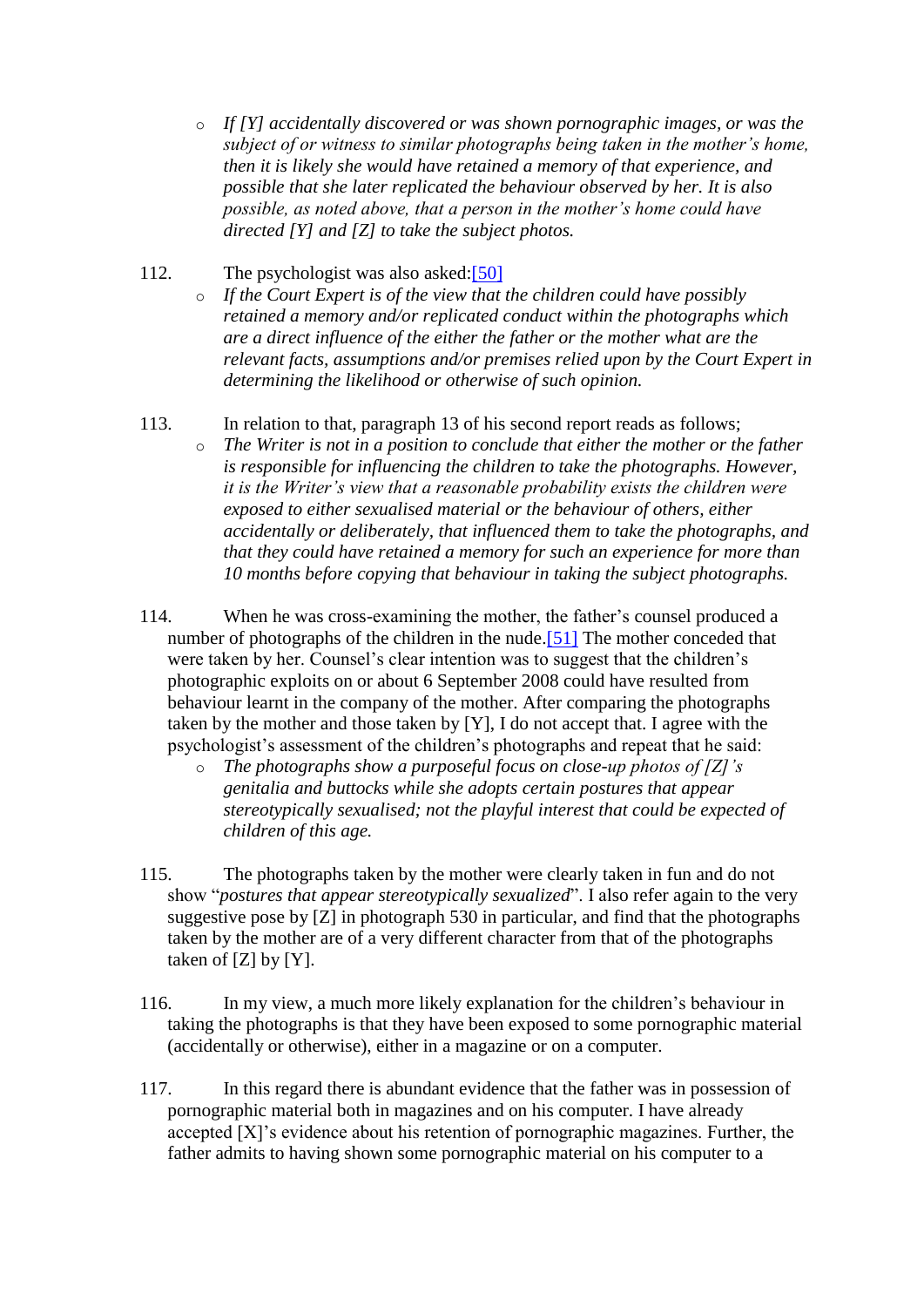- *If [Y] accidentally discovered or was shown pornographic images, or was the subject of or witness to similar photographs being taken in the mother's home, then it is likely she would have retained a memory of that experience, and possible that she later replicated the behaviour observed by her. It is also possible, as noted above, that a person in the mother's home could have directed [Y] and [Z] to take the subject photos.*

112. The psychologist was also asked:[50]

- *If the Court Expert is of the view that the children could have possibly retained a memory and/or replicated conduct within the photographs which are a direct influence of the either the father or the mother what are the relevant facts, assumptions and/or premises relied upon by the Court Expert in determining the likelihood or otherwise of such opinion.*

113. In relation to that, paragraph 13 of his second report reads as follows;

- *The Writer is not in a position to conclude that either the mother or the father is responsible for influencing the children to take the photographs. However, it is the Writer's view that a reasonable probability exists the children were exposed to either sexualised material or the behaviour of others, either accidentally or deliberately, that influenced them to take the photographs, and that they could have retained a memory for such an experience for more than 10 months before copying that behaviour in taking the subject photographs.*

114. When he was cross-examining the mother, the father's counsel produced a number of photographs of the children in the nude.[51] The mother conceded that were taken by her. Counsel's clear intention was to suggest that the children's photographic exploits on or about 6 September 2008 could have resulted from behaviour learnt in the company of the mother. After comparing the photographs taken by the mother and those taken by [Y], I do not accept that. I agree with the psychologist's assessment of the children's photographs and repeat that he said:

- *The photographs show a purposeful focus on close-up photos of [Z]'s genitalia and buttocks while she adopts certain postures that appear stereotypically sexualised; not the playful interest that could be expected of children of this age.*

115. The photographs taken by the mother were clearly taken in fun and do not show "*postures that appear stereotypically sexualized*". I also refer again to the very suggestive pose by [Z] in photograph 530 in particular, and find that the photographs taken by the mother are of a very different character from that of the photographs taken of [Z] by [Y].

116. In my view, a much more likely explanation for the children's behaviour in taking the photographs is that they have been exposed to some pornographic material (accidentally or otherwise), either in a magazine or on a computer.

117. In this regard there is abundant evidence that the father was in possession of pornographic material both in magazines and on his computer. I have already accepted [X]'s evidence about his retention of pornographic magazines. Further, the father admits to having shown some pornographic material on his computer to a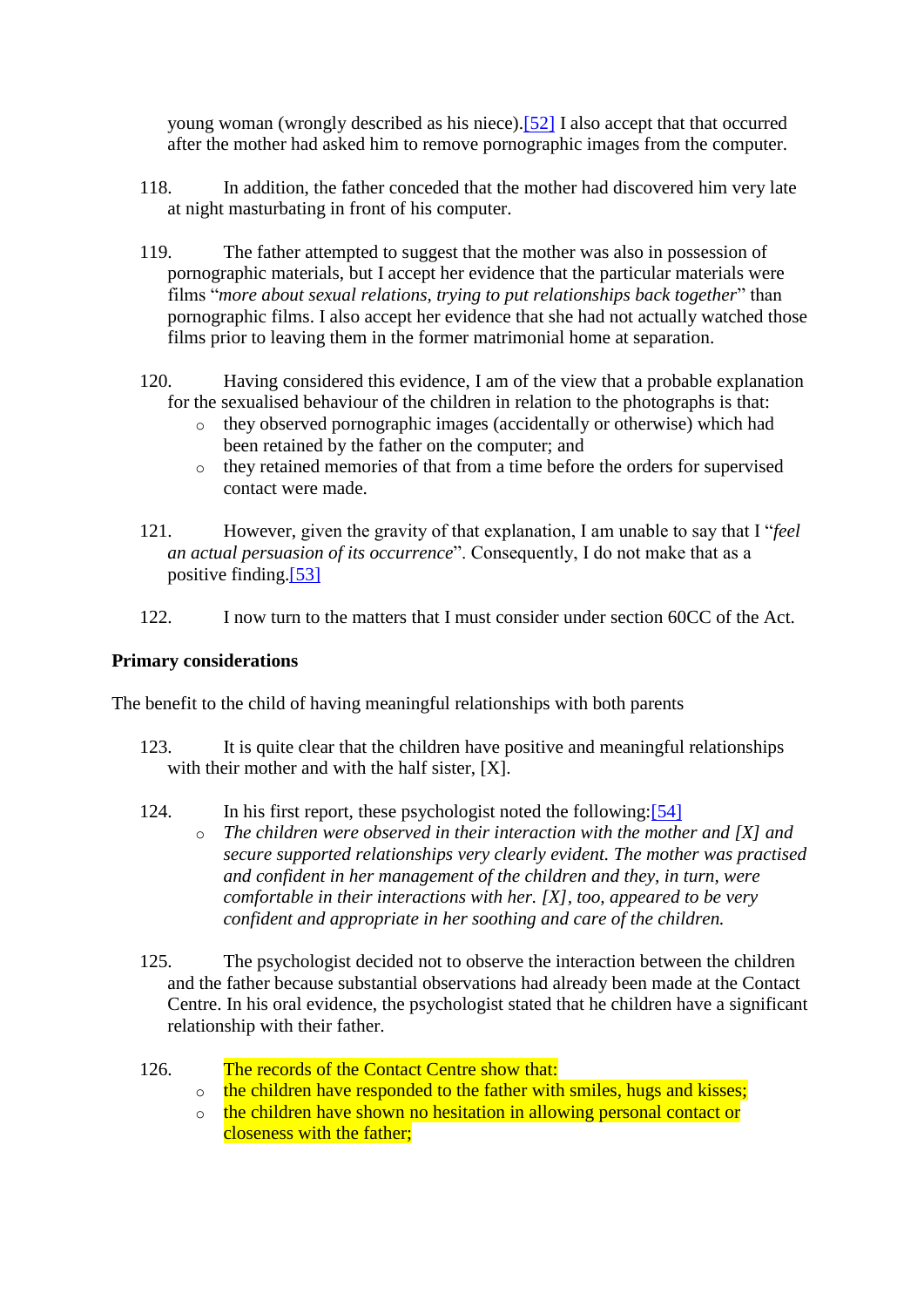young woman (wrongly described as his niece).[52] I also accept that that occurred after the mother had asked him to remove pornographic images from the computer.

118. In addition, the father conceded that the mother had discovered him very late at night masturbating in front of his computer.

119. The father attempted to suggest that the mother was also in possession of pornographic materials, but I accept her evidence that the particular materials were films "*more about sexual relations, trying to put relationships back together*" than pornographic films. I also accept her evidence that she had not actually watched those films prior to leaving them in the former matrimonial home at separation.

120. Having considered this evidence, I am of the view that a probable explanation for the sexualised behaviour of the children in relation to the photographs is that:

- they observed pornographic images (accidentally or otherwise) which had been retained by the father on the computer; and
- they retained memories of that from a time before the orders for supervised contact were made.

121. However, given the gravity of that explanation, I am unable to say that I "*feel an actual persuasion of its occurrence*". Consequently, I do not make that as a positive finding.[53]

122. I now turn to the matters that I must consider under section 60CC of the Act.

**Primary considerations**

The benefit to the child of having meaningful relationships with both parents

123. It is quite clear that the children have positive and meaningful relationships with their mother and with the half sister, [X].

124. In his first report, these psychologist noted the following:[54]

- *The children were observed in their interaction with the mother and [X] and secure supported relationships very clearly evident. The mother was practised and confident in her management of the children and they, in turn, were comfortable in their interactions with her. [X], too, appeared to be very confident and appropriate in her soothing and care of the children.*

125. The psychologist decided not to observe the interaction between the children and the father because substantial observations had already been made at the Contact Centre. In his oral evidence, the psychologist stated that he children have a significant relationship with their father.

126. The records of the Contact Centre show that:

- the children have responded to the father with smiles, hugs and kisses;
- the children have shown no hesitation in allowing personal contact or closeness with the father;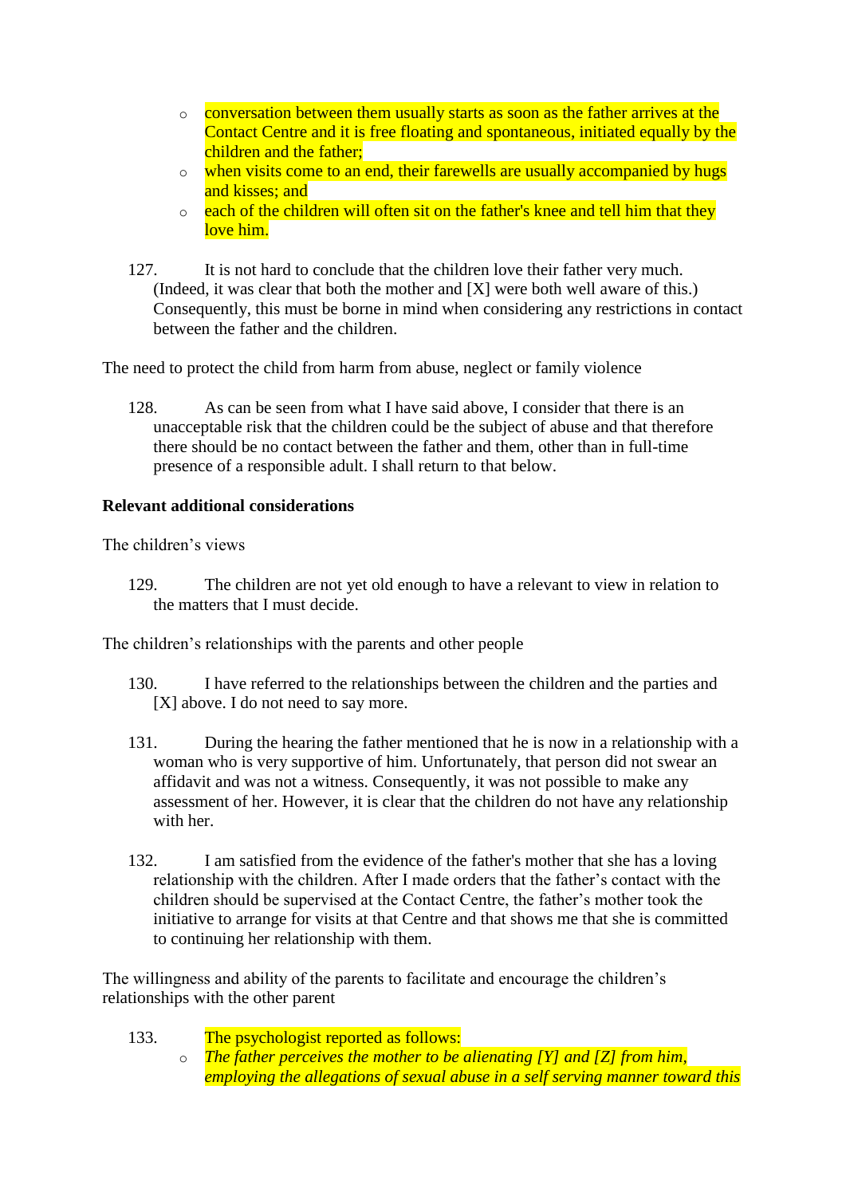- conversation between them usually starts as soon as the father arrives at the Contact Centre and it is free floating and spontaneous, initiated equally by the children and the father;
- when visits come to an end, their farewells are usually accompanied by hugs and kisses; and
- each of the children will often sit on the father's knee and tell him that they love him.

127. It is not hard to conclude that the children love their father very much. (Indeed, it was clear that both the mother and [X] were both well aware of this.) Consequently, this must be borne in mind when considering any restrictions in contact between the father and the children.

The need to protect the child from harm from abuse, neglect or family violence

128. As can be seen from what I have said above, I consider that there is an unacceptable risk that the children could be the subject of abuse and that therefore there should be no contact between the father and them, other than in full-time presence of a responsible adult. I shall return to that below.

**Relevant additional considerations**

The children's views

129. The children are not yet old enough to have a relevant to view in relation to the matters that I must decide.

The children's relationships with the parents and other people

130. I have referred to the relationships between the children and the parties and [X] above. I do not need to say more.

131. During the hearing the father mentioned that he is now in a relationship with a woman who is very supportive of him. Unfortunately, that person did not swear an affidavit and was not a witness. Consequently, it was not possible to make any assessment of her. However, it is clear that the children do not have any relationship with her.

132. I am satisfied from the evidence of the father's mother that she has a loving relationship with the children. After I made orders that the father's contact with the children should be supervised at the Contact Centre, the father's mother took the initiative to arrange for visits at that Centre and that shows me that she is committed to continuing her relationship with them.

The willingness and ability of the parents to facilitate and encourage the children's relationships with the other parent

133. The psychologist reported as follows:
- *The father perceives the mother to be alienating [Y] and [Z] from him, employing the allegations of sexual abuse in a self serving manner toward this*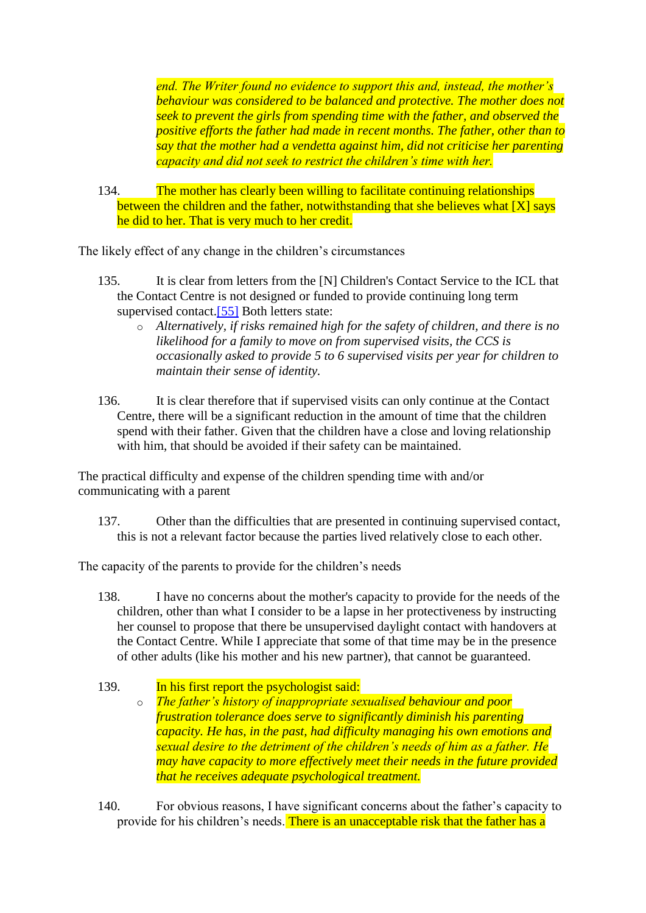*end. The Writer found no evidence to support this and, instead, the mother's behaviour was considered to be balanced and protective. The mother does not seek to prevent the girls from spending time with the father, and observed the positive efforts the father had made in recent months. The father, other than to say that the mother had a vendetta against him, did not criticise her parenting capacity and did not seek to restrict the children's time with her.*

134. The mother has clearly been willing to facilitate continuing relationships between the children and the father, notwithstanding that she believes what [X] says he did to her. That is very much to her credit.

The likely effect of any change in the children's circumstances

135. It is clear from letters from the [N] Children's Contact Service to the ICL that the Contact Centre is not designed or funded to provide continuing long term supervised contact.[55] Both letters state:

- *Alternatively, if risks remained high for the safety of children, and there is no likelihood for a family to move on from supervised visits, the CCS is occasionally asked to provide 5 to 6 supervised visits per year for children to maintain their sense of identity.*

136. It is clear therefore that if supervised visits can only continue at the Contact Centre, there will be a significant reduction in the amount of time that the children spend with their father. Given that the children have a close and loving relationship with him, that should be avoided if their safety can be maintained.

The practical difficulty and expense of the children spending time with and/or communicating with a parent

137. Other than the difficulties that are presented in continuing supervised contact, this is not a relevant factor because the parties lived relatively close to each other.

The capacity of the parents to provide for the children's needs

138. I have no concerns about the mother's capacity to provide for the needs of the children, other than what I consider to be a lapse in her protectiveness by instructing her counsel to propose that there be unsupervised daylight contact with handovers at the Contact Centre. While I appreciate that some of that time may be in the presence of other adults (like his mother and his new partner), that cannot be guaranteed.

139. In his first report the psychologist said:

- *The father's history of inappropriate sexualised behaviour and poor frustration tolerance does serve to significantly diminish his parenting capacity. He has, in the past, had difficulty managing his own emotions and sexual desire to the detriment of the children's needs of him as a father. He may have capacity to more effectively meet their needs in the future provided that he receives adequate psychological treatment.*

140. For obvious reasons, I have significant concerns about the father's capacity to provide for his children's needs. There is an unacceptable risk that the father has a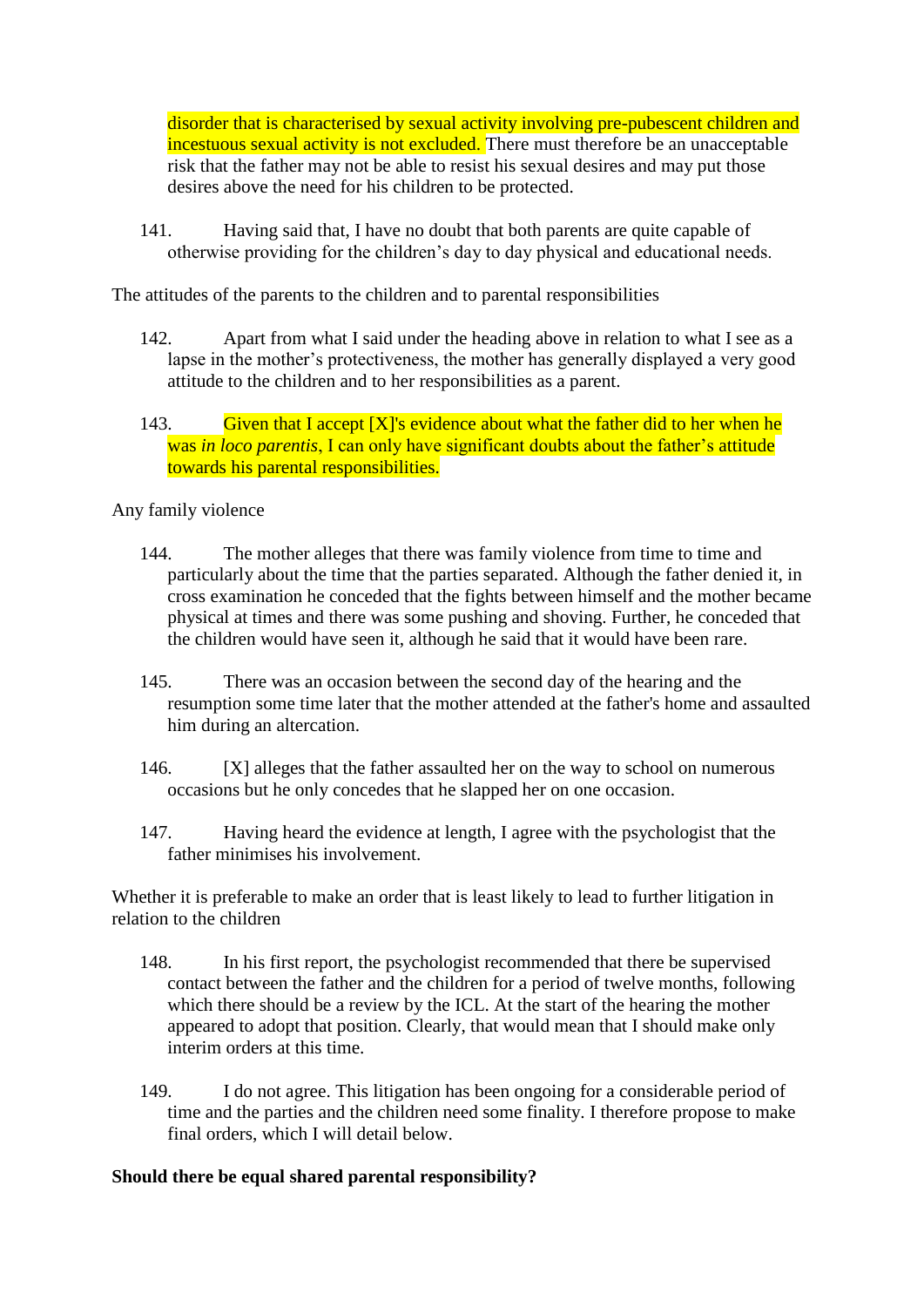disorder that is characterised by sexual activity involving pre-pubescent children and incestuous sexual activity is not excluded. There must therefore be an unacceptable risk that the father may not be able to resist his sexual desires and may put those desires above the need for his children to be protected.

141. Having said that, I have no doubt that both parents are quite capable of otherwise providing for the children's day to day physical and educational needs.

The attitudes of the parents to the children and to parental responsibilities

142. Apart from what I said under the heading above in relation to what I see as a lapse in the mother's protectiveness, the mother has generally displayed a very good attitude to the children and to her responsibilities as a parent.

143. Given that I accept [X]'s evidence about what the father did to her when he was *in loco parentis*, I can only have significant doubts about the father's attitude towards his parental responsibilities.

Any family violence

144. The mother alleges that there was family violence from time to time and particularly about the time that the parties separated. Although the father denied it, in cross examination he conceded that the fights between himself and the mother became physical at times and there was some pushing and shoving. Further, he conceded that the children would have seen it, although he said that it would have been rare.

145. There was an occasion between the second day of the hearing and the resumption some time later that the mother attended at the father's home and assaulted him during an altercation.

146. [X] alleges that the father assaulted her on the way to school on numerous occasions but he only concedes that he slapped her on one occasion.

147. Having heard the evidence at length, I agree with the psychologist that the father minimises his involvement.

Whether it is preferable to make an order that is least likely to lead to further litigation in relation to the children

148. In his first report, the psychologist recommended that there be supervised contact between the father and the children for a period of twelve months, following which there should be a review by the ICL. At the start of the hearing the mother appeared to adopt that position. Clearly, that would mean that I should make only interim orders at this time.

149. I do not agree. This litigation has been ongoing for a considerable period of time and the parties and the children need some finality. I therefore propose to make final orders, which I will detail below.

**Should there be equal shared parental responsibility?**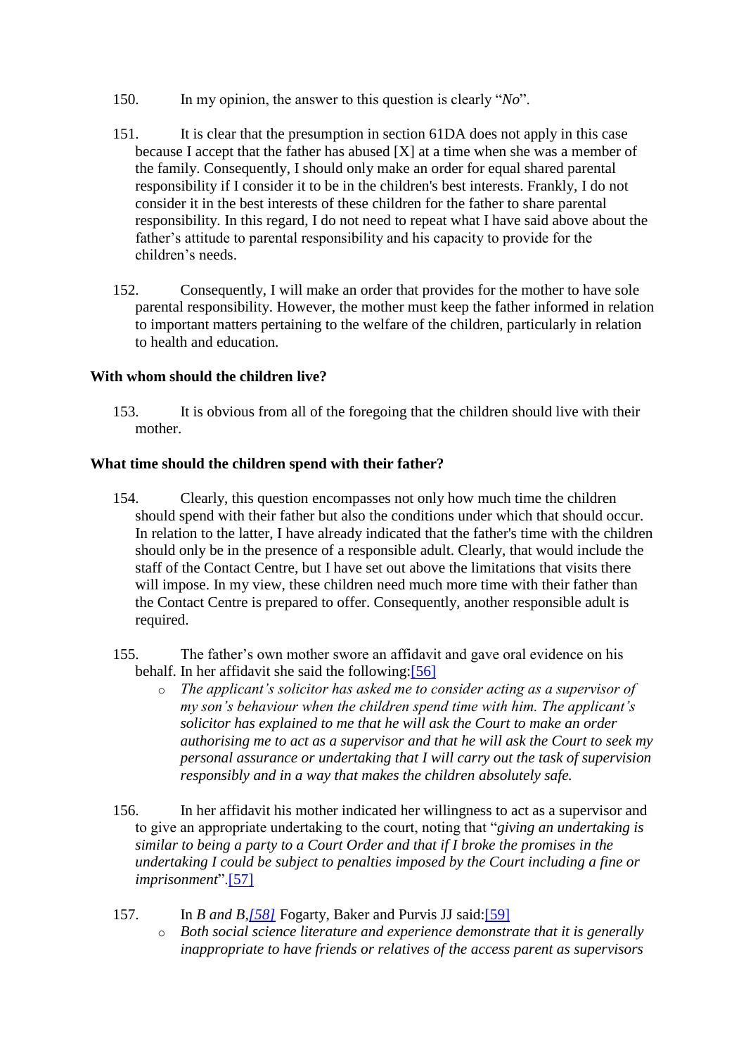150. In my opinion, the answer to this question is clearly "*No*".

151. It is clear that the presumption in section 61DA does not apply in this case because I accept that the father has abused [X] at a time when she was a member of the family. Consequently, I should only make an order for equal shared parental responsibility if I consider it to be in the children's best interests. Frankly, I do not consider it in the best interests of these children for the father to share parental responsibility. In this regard, I do not need to repeat what I have said above about the father's attitude to parental responsibility and his capacity to provide for the children's needs.

152. Consequently, I will make an order that provides for the mother to have sole parental responsibility. However, the mother must keep the father informed in relation to important matters pertaining to the welfare of the children, particularly in relation to health and education.

**With whom should the children live?**

153. It is obvious from all of the foregoing that the children should live with their mother.

**What time should the children spend with their father?**

154. Clearly, this question encompasses not only how much time the children should spend with their father but also the conditions under which that should occur. In relation to the latter, I have already indicated that the father's time with the children should only be in the presence of a responsible adult. Clearly, that would include the staff of the Contact Centre, but I have set out above the limitations that visits there will impose. In my view, these children need much more time with their father than the Contact Centre is prepared to offer. Consequently, another responsible adult is required.

155. The father's own mother swore an affidavit and gave oral evidence on his behalf. In her affidavit she said the following:[56]

- *The applicant's solicitor has asked me to consider acting as a supervisor of my son's behaviour when the children spend time with him. The applicant's solicitor has explained to me that he will ask the Court to make an order authorising me to act as a supervisor and that he will ask the Court to seek my personal assurance or undertaking that I will carry out the task of supervision responsibly and in a way that makes the children absolutely safe.*

156. In her affidavit his mother indicated her willingness to act as a supervisor and to give an appropriate undertaking to the court, noting that "*giving an undertaking is similar to being a party to a Court Order and that if I broke the promises in the undertaking I could be subject to penalties imposed by the Court including a fine or imprisonment*".[57]

157. In *B and B,[58]* Fogarty, Baker and Purvis JJ said:[59]

- *Both social science literature and experience demonstrate that it is generally inappropriate to have friends or relatives of the access parent as supervisors*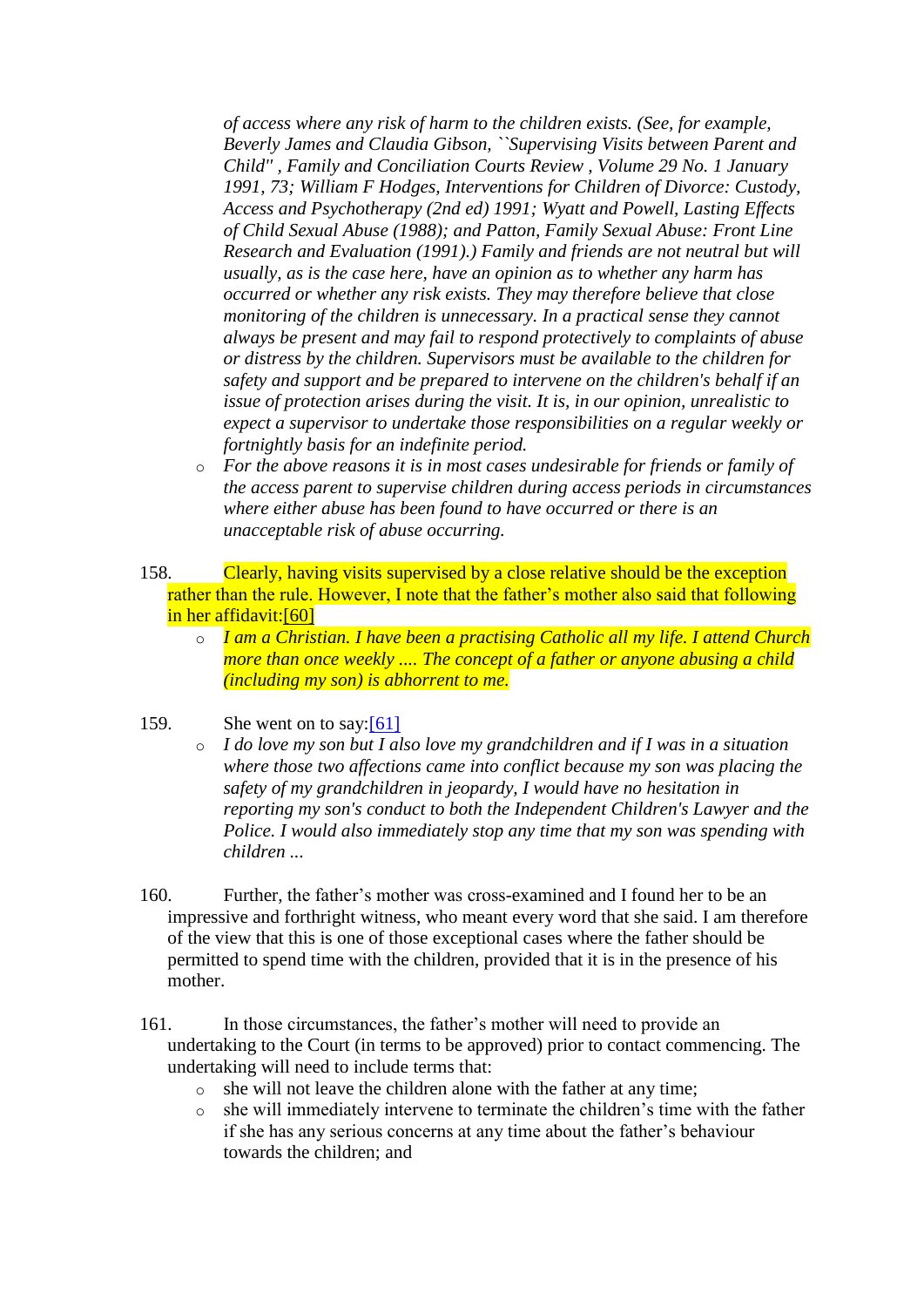*of access where any risk of harm to the children exists. (See, for example, Beverly James and Claudia Gibson, ``Supervising Visits between Parent and Child'' , Family and Conciliation Courts Review , Volume 29 No. 1 January 1991, 73; William F Hodges, Interventions for Children of Divorce: Custody, Access and Psychotherapy (2nd ed) 1991; Wyatt and Powell, Lasting Effects of Child Sexual Abuse (1988); and Patton, Family Sexual Abuse: Front Line Research and Evaluation (1991).) Family and friends are not neutral but will usually, as is the case here, have an opinion as to whether any harm has occurred or whether any risk exists. They may therefore believe that close monitoring of the children is unnecessary. In a practical sense they cannot always be present and may fail to respond protectively to complaints of abuse or distress by the children. Supervisors must be available to the children for safety and support and be prepared to intervene on the children's behalf if an issue of protection arises during the visit. It is, in our opinion, unrealistic to expect a supervisor to undertake those responsibilities on a regular weekly or fortnightly basis for an indefinite period.*

- *For the above reasons it is in most cases undesirable for friends or family of the access parent to supervise children during access periods in circumstances where either abuse has been found to have occurred or there is an unacceptable risk of abuse occurring.*

158. Clearly, having visits supervised by a close relative should be the exception rather than the rule. However, I note that the father's mother also said that following in her affidavit:[60]

- *I am a Christian. I have been a practising Catholic all my life. I attend Church more than once weekly .... The concept of a father or anyone abusing a child (including my son) is abhorrent to me.*

159. She went on to say:[61]

- *I do love my son but I also love my grandchildren and if I was in a situation where those two affections came into conflict because my son was placing the safety of my grandchildren in jeopardy, I would have no hesitation in reporting my son's conduct to both the Independent Children's Lawyer and the Police. I would also immediately stop any time that my son was spending with children ...*

160. Further, the father's mother was cross-examined and I found her to be an impressive and forthright witness, who meant every word that she said. I am therefore of the view that this is one of those exceptional cases where the father should be permitted to spend time with the children, provided that it is in the presence of his mother.

161. In those circumstances, the father's mother will need to provide an undertaking to the Court (in terms to be approved) prior to contact commencing. The undertaking will need to include terms that:

- she will not leave the children alone with the father at any time;
- she will immediately intervene to terminate the children's time with the father if she has any serious concerns at any time about the father's behaviour towards the children; and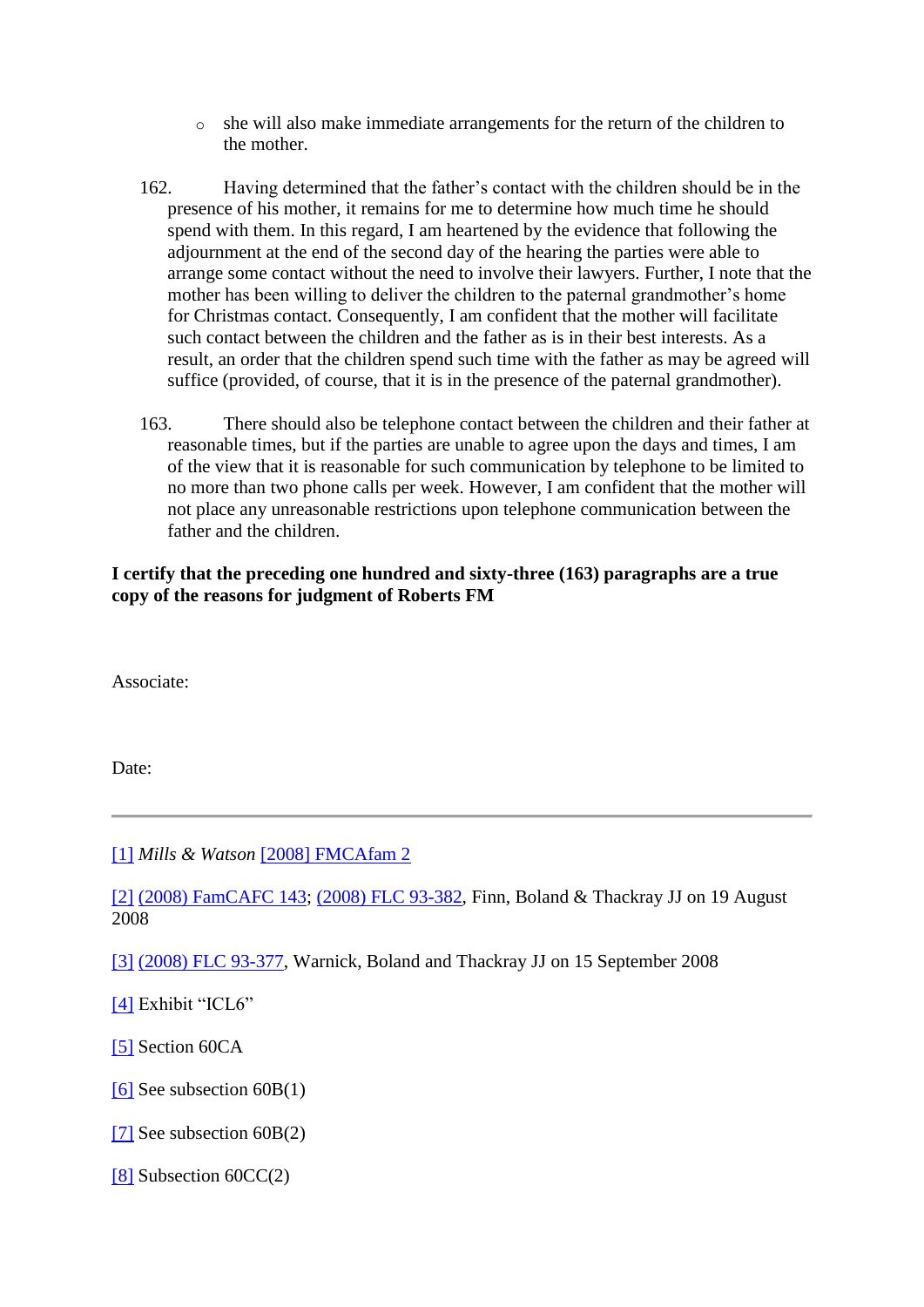- she will also make immediate arrangements for the return of the children to the mother.

162. Having determined that the father's contact with the children should be in the presence of his mother, it remains for me to determine how much time he should spend with them. In this regard, I am heartened by the evidence that following the adjournment at the end of the second day of the hearing the parties were able to arrange some contact without the need to involve their lawyers. Further, I note that the mother has been willing to deliver the children to the paternal grandmother's home for Christmas contact. Consequently, I am confident that the mother will facilitate such contact between the children and the father as is in their best interests. As a result, an order that the children spend such time with the father as may be agreed will suffice (provided, of course, that it is in the presence of the paternal grandmother).

163. There should also be telephone contact between the children and their father at reasonable times, but if the parties are unable to agree upon the days and times, I am of the view that it is reasonable for such communication by telephone to be limited to no more than two phone calls per week. However, I am confident that the mother will not place any unreasonable restrictions upon telephone communication between the father and the children.

**I certify that the preceding one hundred and sixty-three (163) paragraphs are a true copy of the reasons for judgment of Roberts FM**

Associate:

Date:

---

[1] *Mills & Watson* [2008] FMCAfam 2

[2] (2008) FamCAFC 143; (2008) FLC 93-382, Finn, Boland & Thackray JJ on 19 August 2008

[3] (2008) FLC 93-377, Warnick, Boland and Thackray JJ on 15 September 2008

[4] Exhibit "ICL6"

[5] Section 60CA

[6] See subsection 60B(1)

[7] See subsection 60B(2)

[8] Subsection 60CC(2)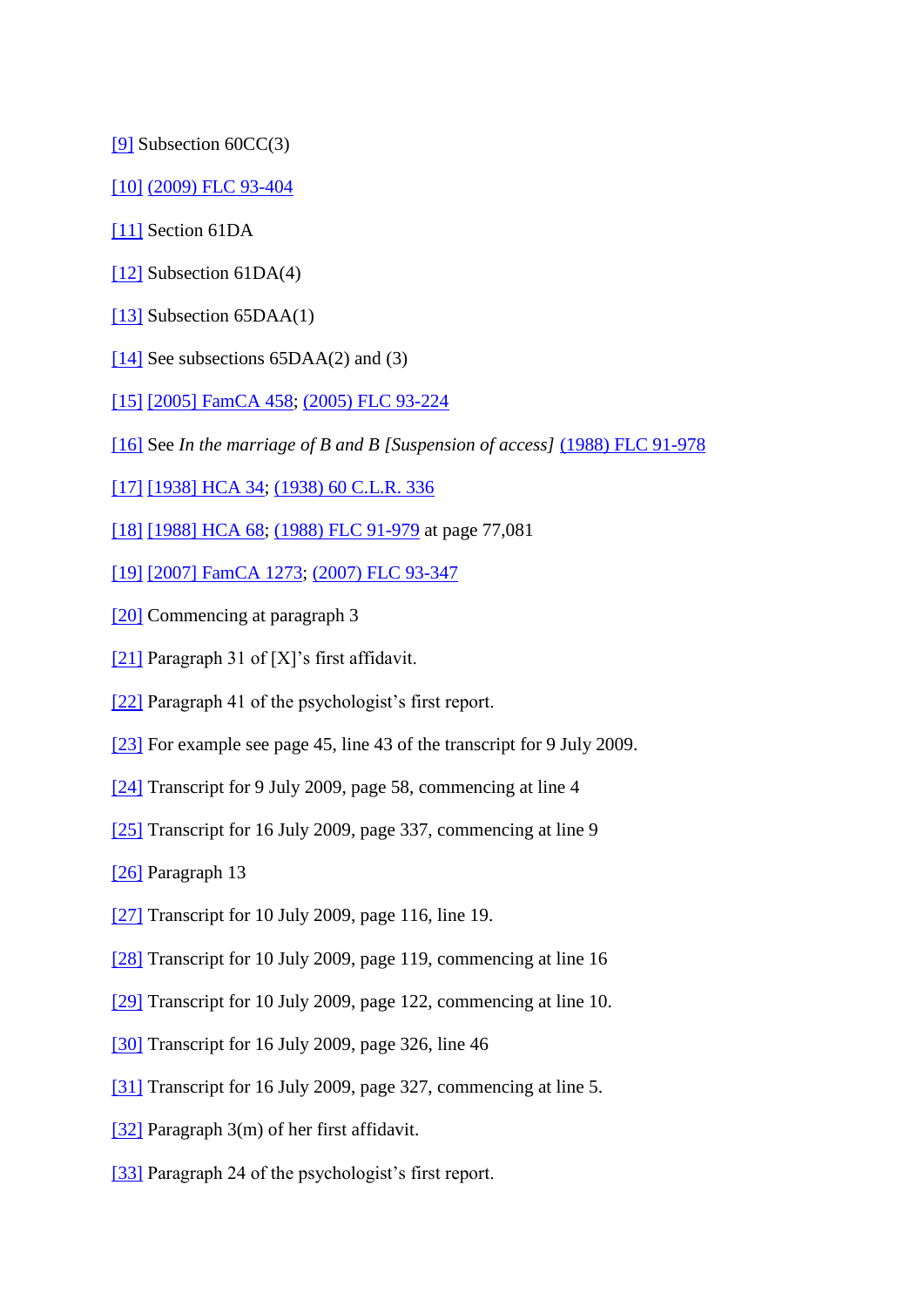[9] Subsection 60CC(3)

[10] (2009) FLC 93-404

[11] Section 61DA

[12] Subsection 61DA(4)

[13] Subsection 65DAA(1)

[14] See subsections 65DAA(2) and (3)

[15] [2005] FamCA 458; (2005) FLC 93-224

[16] See *In the marriage of B and B [Suspension of access]* (1988) FLC 91-978

[17] [1938] HCA 34; (1938) 60 C.L.R. 336

[18] [1988] HCA 68; (1988) FLC 91-979 at page 77,081

[19] [2007] FamCA 1273; (2007) FLC 93-347

[20] Commencing at paragraph 3

[21] Paragraph 31 of [X]'s first affidavit.

[22] Paragraph 41 of the psychologist's first report.

[23] For example see page 45, line 43 of the transcript for 9 July 2009.

[24] Transcript for 9 July 2009, page 58, commencing at line 4

[25] Transcript for 16 July 2009, page 337, commencing at line 9

[26] Paragraph 13

[27] Transcript for 10 July 2009, page 116, line 19.

[28] Transcript for 10 July 2009, page 119, commencing at line 16

[29] Transcript for 10 July 2009, page 122, commencing at line 10.

[30] Transcript for 16 July 2009, page 326, line 46

[31] Transcript for 16 July 2009, page 327, commencing at line 5.

[32] Paragraph 3(m) of her first affidavit.

[33] Paragraph 24 of the psychologist's first report.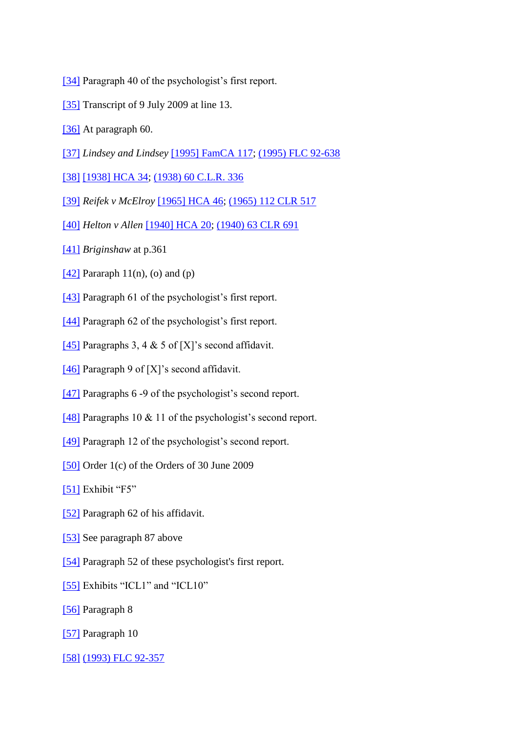[34] Paragraph 40 of the psychologist’s first report.

[35] Transcript of 9 July 2009 at line 13.

[36] At paragraph 60.

[37] *Lindsey and Lindsey* [1995] FamCA 117; (1995) FLC 92-638

[38] [1938] HCA 34; (1938) 60 C.L.R. 336

[39] *Reifek v McElroy* [1965] HCA 46; (1965) 112 CLR 517

[40] *Helton v Allen* [1940] HCA 20; (1940) 63 CLR 691

[41] *Briginshaw* at p.361

[42] Pararaph 11(n), (o) and (p)

[43] Paragraph 61 of the psychologist’s first report.

[44] Paragraph 62 of the psychologist’s first report.

[45] Paragraphs 3, 4 & 5 of [X]’s second affidavit.

[46] Paragraph 9 of [X]’s second affidavit.

[47] Paragraphs 6 -9 of the psychologist’s second report.

[48] Paragraphs 10 & 11 of the psychologist’s second report.

[49] Paragraph 12 of the psychologist’s second report.

[50] Order 1(c) of the Orders of 30 June 2009

[51] Exhibit “F5”

[52] Paragraph 62 of his affidavit.

[53] See paragraph 87 above

[54] Paragraph 52 of these psychologist's first report.

[55] Exhibits “ICL1” and “ICL10”

[56] Paragraph 8

[57] Paragraph 10

[58] (1993) FLC 92-357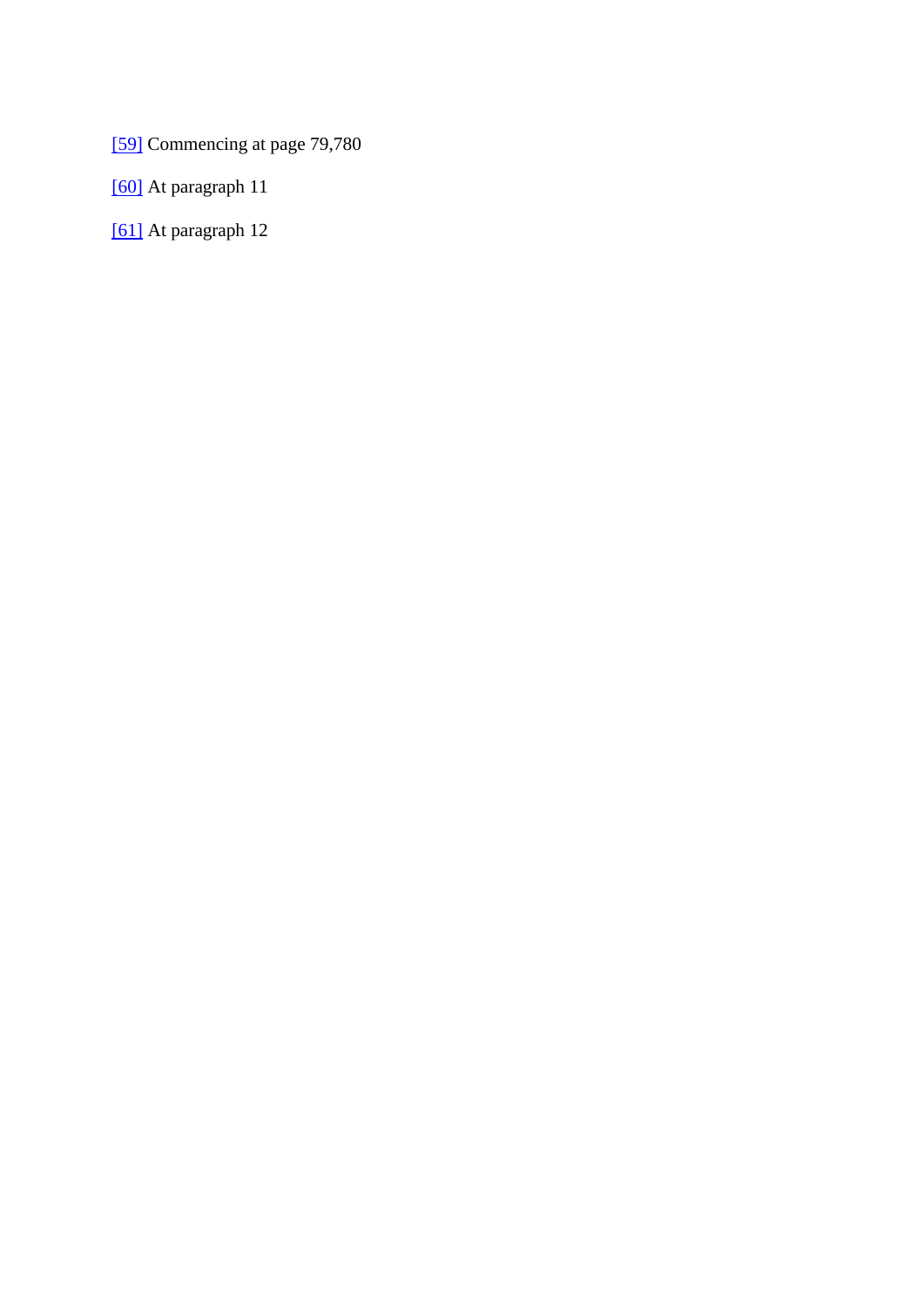[59] Commencing at page 79,780

[60] At paragraph 11

[61] At paragraph 12